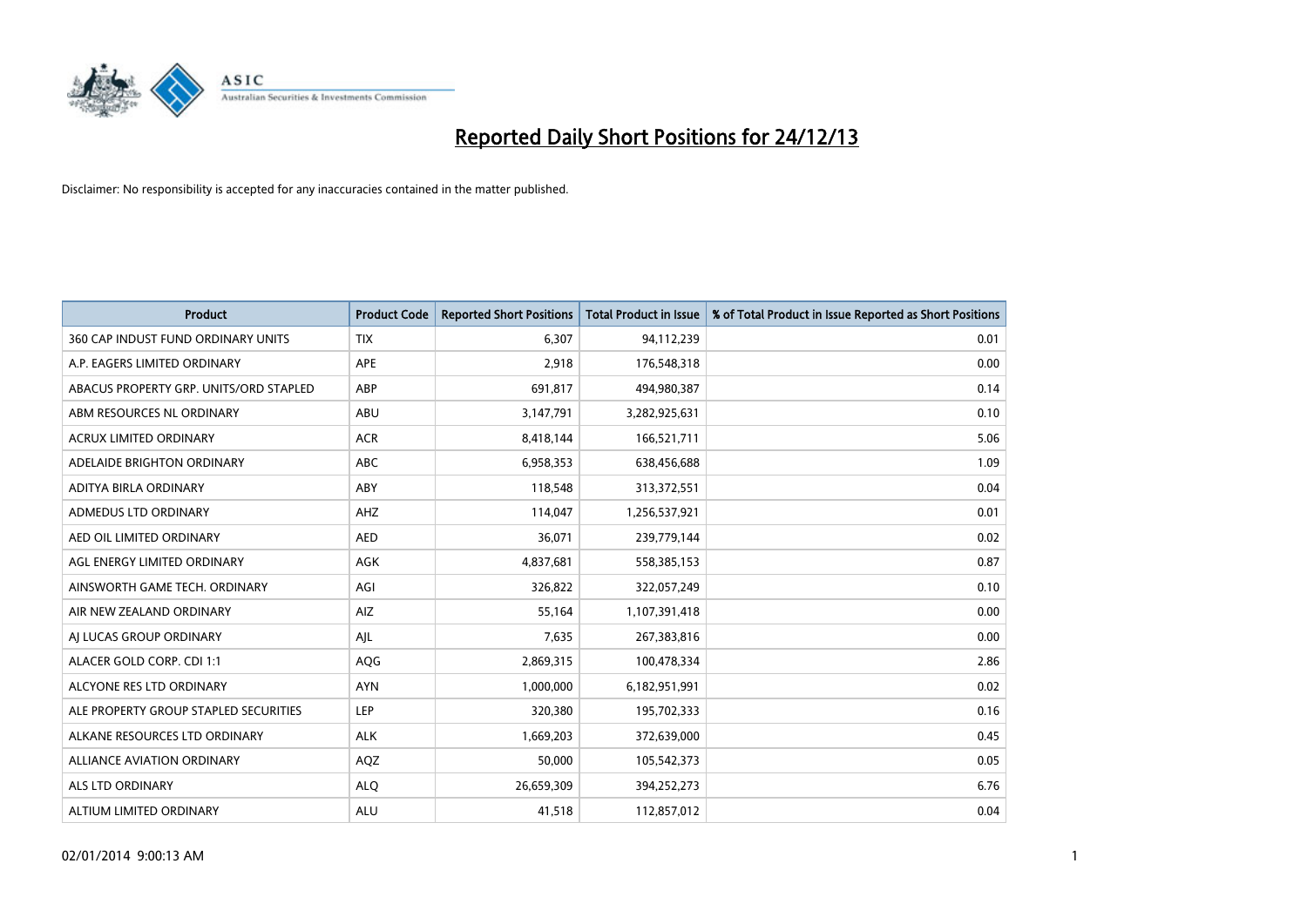# Reported Daily Short Positions for 24/12/13

Disclaimer: No responsibility is accepted for any inaccuracies contained in the matter published.

| Product | Product Code | Reported Short Positions | Total Product in Issue | % of Total Product in Issue Reported as Short Positions |
|---|---|---|---|---|
| 360 CAP INDUST FUND ORDINARY UNITS | TIX | 6,307 | 94,112,239 | 0.01 |
| A.P. EAGERS LIMITED ORDINARY | APE | 2,918 | 176,548,318 | 0.00 |
| ABACUS PROPERTY GRP. UNITS/ORD STAPLED | ABP | 691,817 | 494,980,387 | 0.14 |
| ABM RESOURCES NL ORDINARY | ABU | 3,147,791 | 3,282,925,631 | 0.10 |
| ACRUX LIMITED ORDINARY | ACR | 8,418,144 | 166,521,711 | 5.06 |
| ADELAIDE BRIGHTON ORDINARY | ABC | 6,958,353 | 638,456,688 | 1.09 |
| ADITYA BIRLA ORDINARY | ABY | 118,548 | 313,372,551 | 0.04 |
| ADMEDUS LTD ORDINARY | AHZ | 114,047 | 1,256,537,921 | 0.01 |
| AED OIL LIMITED ORDINARY | AED | 36,071 | 239,779,144 | 0.02 |
| AGL ENERGY LIMITED ORDINARY | AGK | 4,837,681 | 558,385,153 | 0.87 |
| AINSWORTH GAME TECH. ORDINARY | AGI | 326,822 | 322,057,249 | 0.10 |
| AIR NEW ZEALAND ORDINARY | AIZ | 55,164 | 1,107,391,418 | 0.00 |
| AJ LUCAS GROUP ORDINARY | AJL | 7,635 | 267,383,816 | 0.00 |
| ALACER GOLD CORP. CDI 1:1 | AQG | 2,869,315 | 100,478,334 | 2.86 |
| ALCYONE RES LTD ORDINARY | AYN | 1,000,000 | 6,182,951,991 | 0.02 |
| ALE PROPERTY GROUP STAPLED SECURITIES | LEP | 320,380 | 195,702,333 | 0.16 |
| ALKANE RESOURCES LTD ORDINARY | ALK | 1,669,203 | 372,639,000 | 0.45 |
| ALLIANCE AVIATION ORDINARY | AQZ | 50,000 | 105,542,373 | 0.05 |
| ALS LTD ORDINARY | ALQ | 26,659,309 | 394,252,273 | 6.76 |
| ALTIUM LIMITED ORDINARY | ALU | 41,518 | 112,857,012 | 0.04 |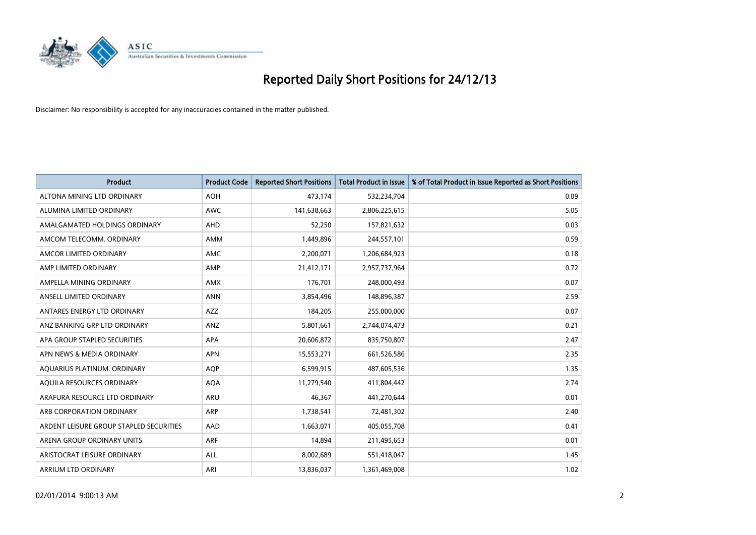# Reported Daily Short Positions for 24/12/13

Disclaimer: No responsibility is accepted for any inaccuracies contained in the matter published.

| Product | Product Code | Reported Short Positions | Total Product in Issue | % of Total Product in Issue Reported as Short Positions |
|---|---|---|---|---|
| ALTONA MINING LTD ORDINARY | AOH | 473,174 | 532,234,704 | 0.09 |
| ALUMINA LIMITED ORDINARY | AWC | 141,638,663 | 2,806,225,615 | 5.05 |
| AMALGAMATED HOLDINGS ORDINARY | AHD | 52,250 | 157,821,632 | 0.03 |
| AMCOM TELECOMM. ORDINARY | AMM | 1,449,896 | 244,557,101 | 0.59 |
| AMCOR LIMITED ORDINARY | AMC | 2,200,071 | 1,206,684,923 | 0.18 |
| AMP LIMITED ORDINARY | AMP | 21,412,171 | 2,957,737,964 | 0.72 |
| AMPELLA MINING ORDINARY | AMX | 176,701 | 248,000,493 | 0.07 |
| ANSELL LIMITED ORDINARY | ANN | 3,854,496 | 148,896,387 | 2.59 |
| ANTARES ENERGY LTD ORDINARY | AZZ | 184,205 | 255,000,000 | 0.07 |
| ANZ BANKING GRP LTD ORDINARY | ANZ | 5,801,661 | 2,744,074,473 | 0.21 |
| APA GROUP STAPLED SECURITIES | APA | 20,606,872 | 835,750,807 | 2.47 |
| APN NEWS & MEDIA ORDINARY | APN | 15,553,271 | 661,526,586 | 2.35 |
| AQUARIUS PLATINUM. ORDINARY | AQP | 6,599,915 | 487,605,536 | 1.35 |
| AQUILA RESOURCES ORDINARY | AQA | 11,279,540 | 411,804,442 | 2.74 |
| ARAFURA RESOURCE LTD ORDINARY | ARU | 46,367 | 441,270,644 | 0.01 |
| ARB CORPORATION ORDINARY | ARP | 1,738,541 | 72,481,302 | 2.40 |
| ARDENT LEISURE GROUP STAPLED SECURITIES | AAD | 1,663,071 | 405,055,708 | 0.41 |
| ARENA GROUP ORDINARY UNITS | ARF | 14,894 | 211,495,653 | 0.01 |
| ARISTOCRAT LEISURE ORDINARY | ALL | 8,002,689 | 551,418,047 | 1.45 |
| ARRIUM LTD ORDINARY | ARI | 13,836,037 | 1,361,469,008 | 1.02 |

02/01/2014 9:00:13 AM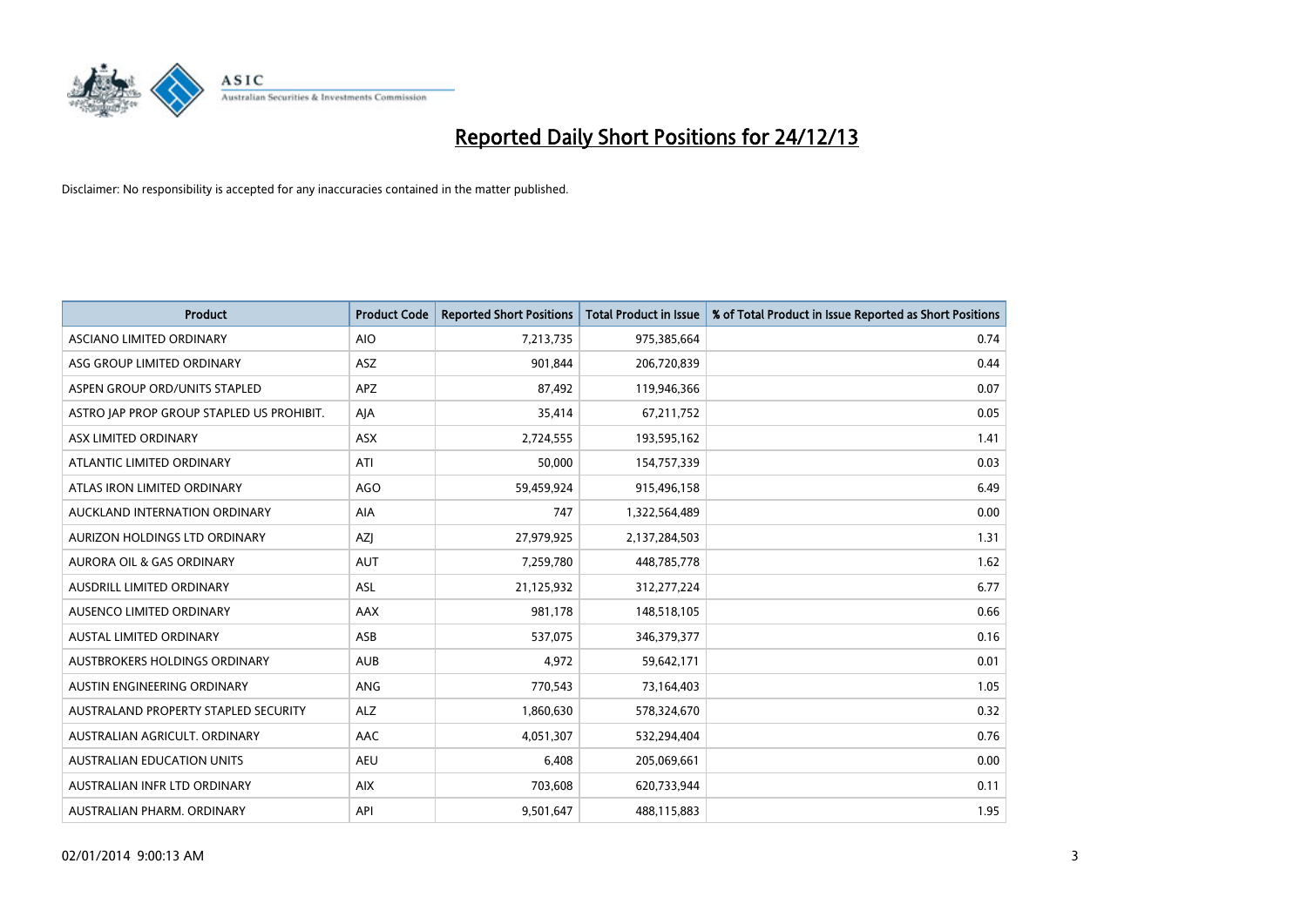# Reported Daily Short Positions for 24/12/13

Disclaimer: No responsibility is accepted for any inaccuracies contained in the matter published.

| Product | Product Code | Reported Short Positions | Total Product in Issue | % of Total Product in Issue Reported as Short Positions |
|---|---|---|---|---|
| ASCIANO LIMITED ORDINARY | AIO | 7,213,735 | 975,385,664 | 0.74 |
| ASG GROUP LIMITED ORDINARY | ASZ | 901,844 | 206,720,839 | 0.44 |
| ASPEN GROUP ORD/UNITS STAPLED | APZ | 87,492 | 119,946,366 | 0.07 |
| ASTRO JAP PROP GROUP STAPLED US PROHIBIT. | AJA | 35,414 | 67,211,752 | 0.05 |
| ASX LIMITED ORDINARY | ASX | 2,724,555 | 193,595,162 | 1.41 |
| ATLANTIC LIMITED ORDINARY | ATI | 50,000 | 154,757,339 | 0.03 |
| ATLAS IRON LIMITED ORDINARY | AGO | 59,459,924 | 915,496,158 | 6.49 |
| AUCKLAND INTERNATION ORDINARY | AIA | 747 | 1,322,564,489 | 0.00 |
| AURIZON HOLDINGS LTD ORDINARY | AZJ | 27,979,925 | 2,137,284,503 | 1.31 |
| AURORA OIL & GAS ORDINARY | AUT | 7,259,780 | 448,785,778 | 1.62 |
| AUSDRILL LIMITED ORDINARY | ASL | 21,125,932 | 312,277,224 | 6.77 |
| AUSENCO LIMITED ORDINARY | AAX | 981,178 | 148,518,105 | 0.66 |
| AUSTAL LIMITED ORDINARY | ASB | 537,075 | 346,379,377 | 0.16 |
| AUSTBROKERS HOLDINGS ORDINARY | AUB | 4,972 | 59,642,171 | 0.01 |
| AUSTIN ENGINEERING ORDINARY | ANG | 770,543 | 73,164,403 | 1.05 |
| AUSTRALAND PROPERTY STAPLED SECURITY | ALZ | 1,860,630 | 578,324,670 | 0.32 |
| AUSTRALIAN AGRICULT. ORDINARY | AAC | 4,051,307 | 532,294,404 | 0.76 |
| AUSTRALIAN EDUCATION UNITS | AEU | 6,408 | 205,069,661 | 0.00 |
| AUSTRALIAN INFR LTD ORDINARY | AIX | 703,608 | 620,733,944 | 0.11 |
| AUSTRALIAN PHARM. ORDINARY | API | 9,501,647 | 488,115,883 | 1.95 |

02/01/2014 9:00:13 AM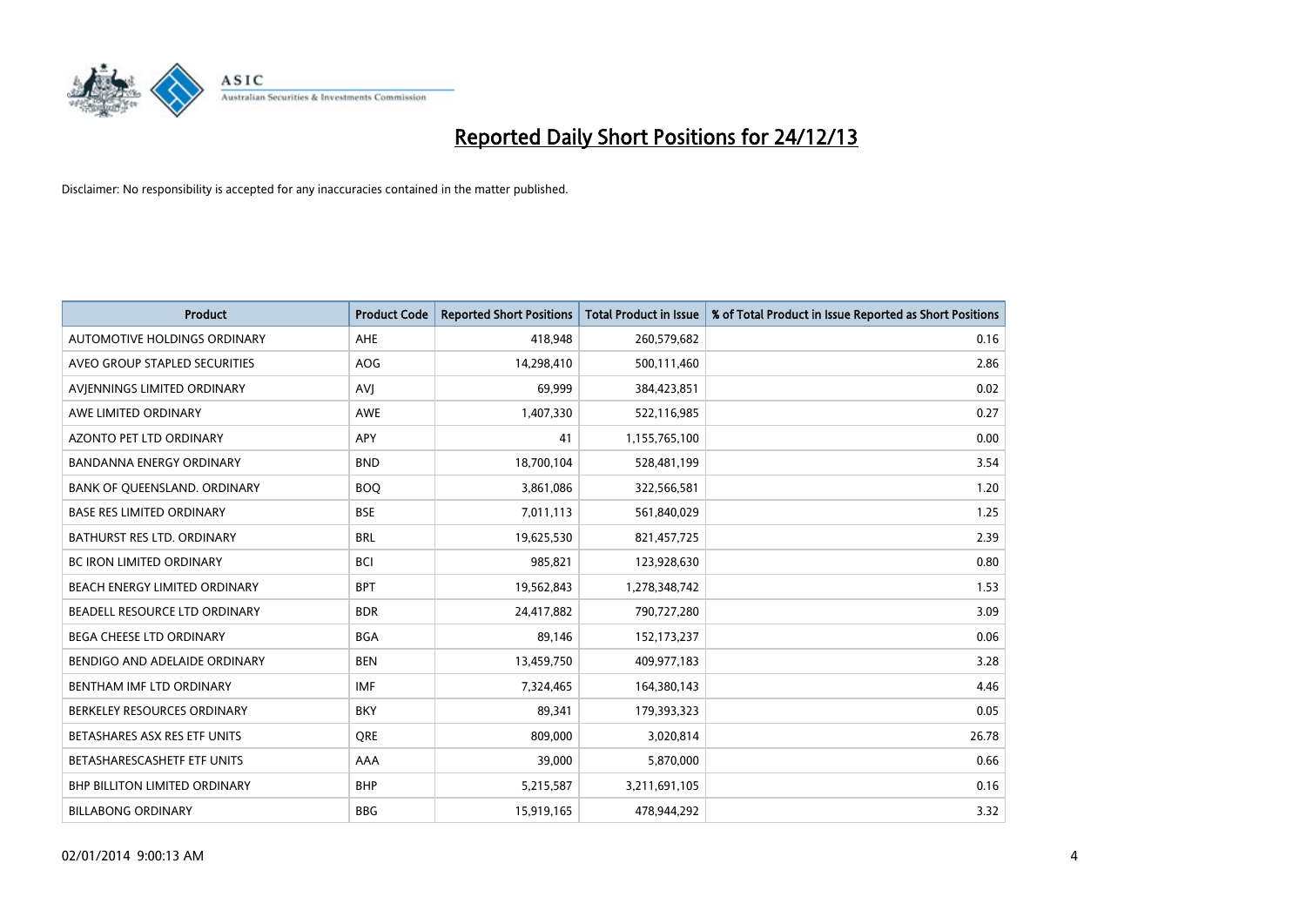# Reported Daily Short Positions for 24/12/13

Disclaimer: No responsibility is accepted for any inaccuracies contained in the matter published.

| Product | Product Code | Reported Short Positions | Total Product in Issue | % of Total Product in Issue Reported as Short Positions |
|---|---|---|---|---|
| AUTOMOTIVE HOLDINGS ORDINARY | AHE | 418,948 | 260,579,682 | 0.16 |
| AVEO GROUP STAPLED SECURITIES | AOG | 14,298,410 | 500,111,460 | 2.86 |
| AVJENNINGS LIMITED ORDINARY | AVJ | 69,999 | 384,423,851 | 0.02 |
| AWE LIMITED ORDINARY | AWE | 1,407,330 | 522,116,985 | 0.27 |
| AZONTO PET LTD ORDINARY | APY | 41 | 1,155,765,100 | 0.00 |
| BANDANNA ENERGY ORDINARY | BND | 18,700,104 | 528,481,199 | 3.54 |
| BANK OF QUEENSLAND. ORDINARY | BOQ | 3,861,086 | 322,566,581 | 1.20 |
| BASE RES LIMITED ORDINARY | BSE | 7,011,113 | 561,840,029 | 1.25 |
| BATHURST RES LTD. ORDINARY | BRL | 19,625,530 | 821,457,725 | 2.39 |
| BC IRON LIMITED ORDINARY | BCI | 985,821 | 123,928,630 | 0.80 |
| BEACH ENERGY LIMITED ORDINARY | BPT | 19,562,843 | 1,278,348,742 | 1.53 |
| BEADELL RESOURCE LTD ORDINARY | BDR | 24,417,882 | 790,727,280 | 3.09 |
| BEGA CHEESE LTD ORDINARY | BGA | 89,146 | 152,173,237 | 0.06 |
| BENDIGO AND ADELAIDE ORDINARY | BEN | 13,459,750 | 409,977,183 | 3.28 |
| BENTHAM IMF LTD ORDINARY | IMF | 7,324,465 | 164,380,143 | 4.46 |
| BERKELEY RESOURCES ORDINARY | BKY | 89,341 | 179,393,323 | 0.05 |
| BETASHARES ASX RES ETF UNITS | QRE | 809,000 | 3,020,814 | 26.78 |
| BETASHARESCASHETF ETF UNITS | AAA | 39,000 | 5,870,000 | 0.66 |
| BHP BILLITON LIMITED ORDINARY | BHP | 5,215,587 | 3,211,691,105 | 0.16 |
| BILLABONG ORDINARY | BBG | 15,919,165 | 478,944,292 | 3.32 |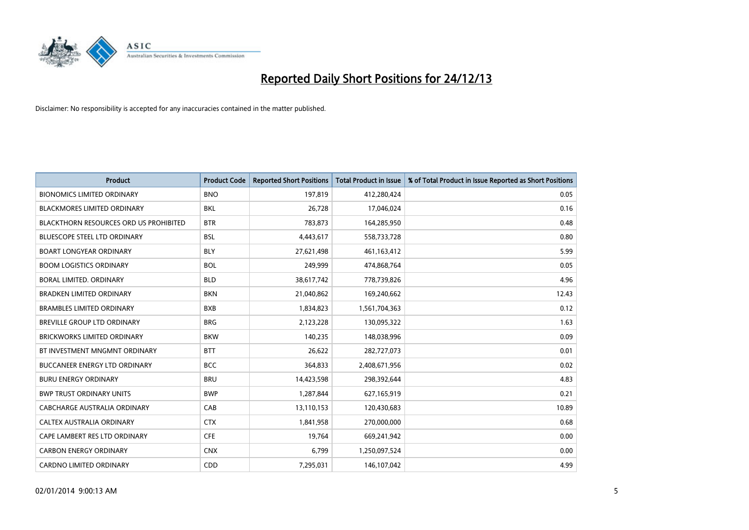# Reported Daily Short Positions for 24/12/13

Disclaimer: No responsibility is accepted for any inaccuracies contained in the matter published.

| Product | Product Code | Reported Short Positions | Total Product in Issue | % of Total Product in Issue Reported as Short Positions |
|---|---|---|---|---|
| BIONOMICS LIMITED ORDINARY | BNO | 197,819 | 412,280,424 | 0.05 |
| BLACKMORES LIMITED ORDINARY | BKL | 26,728 | 17,046,024 | 0.16 |
| BLACKTHORN RESOURCES ORD US PROHIBITED | BTR | 783,873 | 164,285,950 | 0.48 |
| BLUESCOPE STEEL LTD ORDINARY | BSL | 4,443,617 | 558,733,728 | 0.80 |
| BOART LONGYEAR ORDINARY | BLY | 27,621,498 | 461,163,412 | 5.99 |
| BOOM LOGISTICS ORDINARY | BOL | 249,999 | 474,868,764 | 0.05 |
| BORAL LIMITED. ORDINARY | BLD | 38,617,742 | 778,739,826 | 4.96 |
| BRADKEN LIMITED ORDINARY | BKN | 21,040,862 | 169,240,662 | 12.43 |
| BRAMBLES LIMITED ORDINARY | BXB | 1,834,823 | 1,561,704,363 | 0.12 |
| BREVILLE GROUP LTD ORDINARY | BRG | 2,123,228 | 130,095,322 | 1.63 |
| BRICKWORKS LIMITED ORDINARY | BKW | 140,235 | 148,038,996 | 0.09 |
| BT INVESTMENT MNGMNT ORDINARY | BTT | 26,622 | 282,727,073 | 0.01 |
| BUCCANEER ENERGY LTD ORDINARY | BCC | 364,833 | 2,408,671,956 | 0.02 |
| BURU ENERGY ORDINARY | BRU | 14,423,598 | 298,392,644 | 4.83 |
| BWP TRUST ORDINARY UNITS | BWP | 1,287,844 | 627,165,919 | 0.21 |
| CABCHARGE AUSTRALIA ORDINARY | CAB | 13,110,153 | 120,430,683 | 10.89 |
| CALTEX AUSTRALIA ORDINARY | CTX | 1,841,958 | 270,000,000 | 0.68 |
| CAPE LAMBERT RES LTD ORDINARY | CFE | 19,764 | 669,241,942 | 0.00 |
| CARBON ENERGY ORDINARY | CNX | 6,799 | 1,250,097,524 | 0.00 |
| CARDNO LIMITED ORDINARY | CDD | 7,295,031 | 146,107,042 | 4.99 |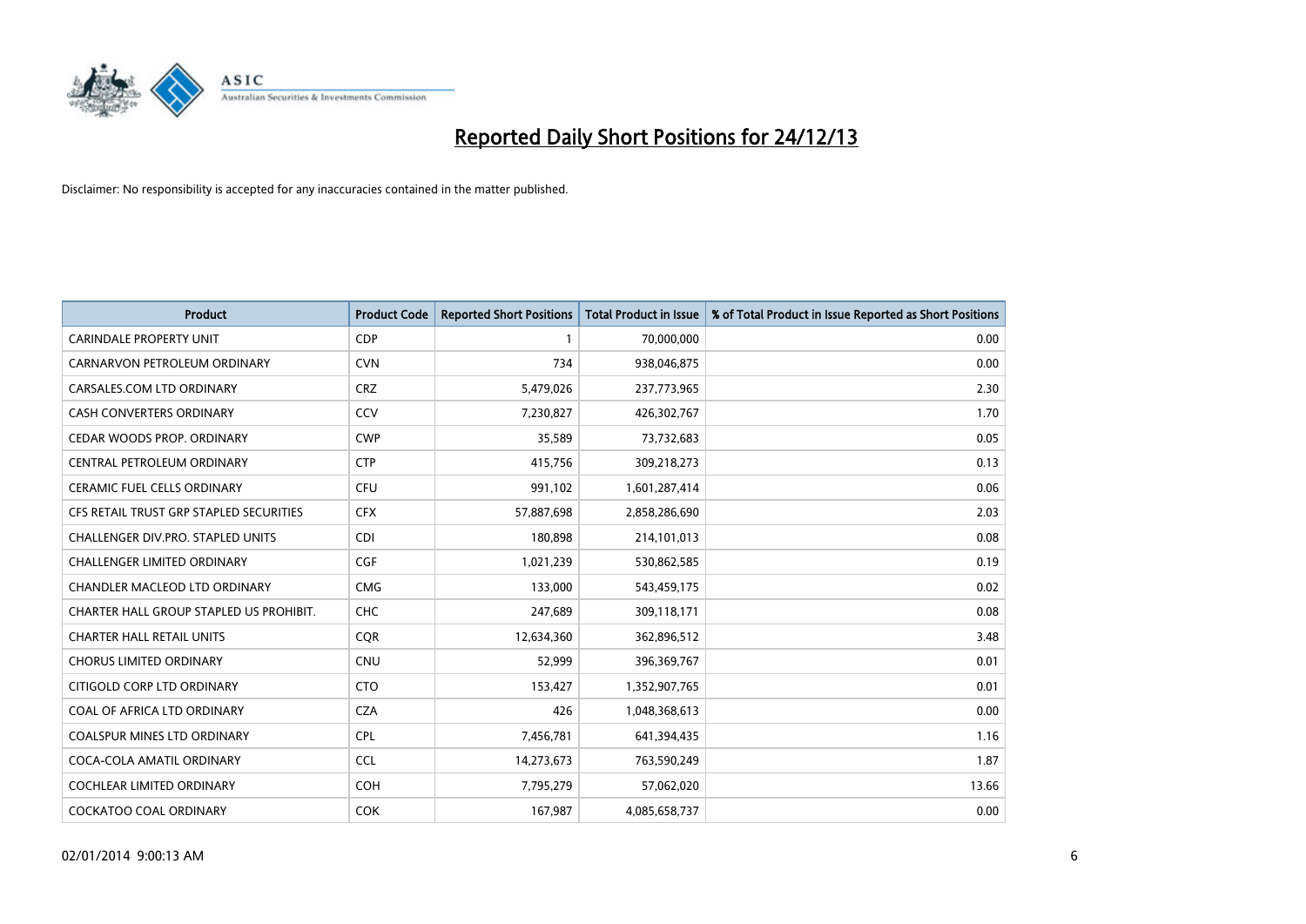# Reported Daily Short Positions for 24/12/13

Disclaimer: No responsibility is accepted for any inaccuracies contained in the matter published.

| Product | Product Code | Reported Short Positions | Total Product in Issue | % of Total Product in Issue Reported as Short Positions |
|---|---|---|---|---|
| CARINDALE PROPERTY UNIT | CDP | 1 | 70,000,000 | 0.00 |
| CARNARVON PETROLEUM ORDINARY | CVN | 734 | 938,046,875 | 0.00 |
| CARSALES.COM LTD ORDINARY | CRZ | 5,479,026 | 237,773,965 | 2.30 |
| CASH CONVERTERS ORDINARY | CCV | 7,230,827 | 426,302,767 | 1.70 |
| CEDAR WOODS PROP. ORDINARY | CWP | 35,589 | 73,732,683 | 0.05 |
| CENTRAL PETROLEUM ORDINARY | CTP | 415,756 | 309,218,273 | 0.13 |
| CERAMIC FUEL CELLS ORDINARY | CFU | 991,102 | 1,601,287,414 | 0.06 |
| CFS RETAIL TRUST GRP STAPLED SECURITIES | CFX | 57,887,698 | 2,858,286,690 | 2.03 |
| CHALLENGER DIV.PRO. STAPLED UNITS | CDI | 180,898 | 214,101,013 | 0.08 |
| CHALLENGER LIMITED ORDINARY | CGF | 1,021,239 | 530,862,585 | 0.19 |
| CHANDLER MACLEOD LTD ORDINARY | CMG | 133,000 | 543,459,175 | 0.02 |
| CHARTER HALL GROUP STAPLED US PROHIBIT. | CHC | 247,689 | 309,118,171 | 0.08 |
| CHARTER HALL RETAIL UNITS | CQR | 12,634,360 | 362,896,512 | 3.48 |
| CHORUS LIMITED ORDINARY | CNU | 52,999 | 396,369,767 | 0.01 |
| CITIGOLD CORP LTD ORDINARY | CTO | 153,427 | 1,352,907,765 | 0.01 |
| COAL OF AFRICA LTD ORDINARY | CZA | 426 | 1,048,368,613 | 0.00 |
| COALSPUR MINES LTD ORDINARY | CPL | 7,456,781 | 641,394,435 | 1.16 |
| COCA-COLA AMATIL ORDINARY | CCL | 14,273,673 | 763,590,249 | 1.87 |
| COCHLEAR LIMITED ORDINARY | COH | 7,795,279 | 57,062,020 | 13.66 |
| COCKATOO COAL ORDINARY | COK | 167,987 | 4,085,658,737 | 0.00 |

02/01/2014 9:00:13 AM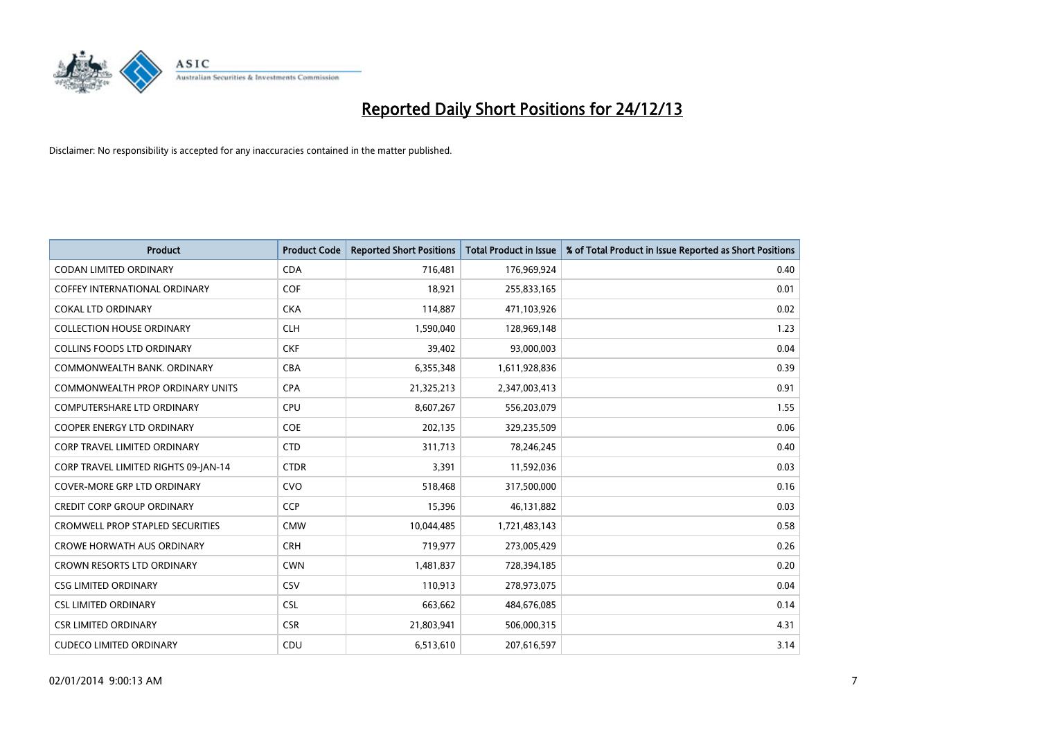# Reported Daily Short Positions for 24/12/13

Disclaimer: No responsibility is accepted for any inaccuracies contained in the matter published.

| Product | Product Code | Reported Short Positions | Total Product in Issue | % of Total Product in Issue Reported as Short Positions |
|---|---|---|---|---|
| CODAN LIMITED ORDINARY | CDA | 716,481 | 176,969,924 | 0.40 |
| COFFEY INTERNATIONAL ORDINARY | COF | 18,921 | 255,833,165 | 0.01 |
| COKAL LTD ORDINARY | CKA | 114,887 | 471,103,926 | 0.02 |
| COLLECTION HOUSE ORDINARY | CLH | 1,590,040 | 128,969,148 | 1.23 |
| COLLINS FOODS LTD ORDINARY | CKF | 39,402 | 93,000,003 | 0.04 |
| COMMONWEALTH BANK. ORDINARY | CBA | 6,355,348 | 1,611,928,836 | 0.39 |
| COMMONWEALTH PROP ORDINARY UNITS | CPA | 21,325,213 | 2,347,003,413 | 0.91 |
| COMPUTERSHARE LTD ORDINARY | CPU | 8,607,267 | 556,203,079 | 1.55 |
| COOPER ENERGY LTD ORDINARY | COE | 202,135 | 329,235,509 | 0.06 |
| CORP TRAVEL LIMITED ORDINARY | CTD | 311,713 | 78,246,245 | 0.40 |
| CORP TRAVEL LIMITED RIGHTS 09-JAN-14 | CTDR | 3,391 | 11,592,036 | 0.03 |
| COVER-MORE GRP LTD ORDINARY | CVO | 518,468 | 317,500,000 | 0.16 |
| CREDIT CORP GROUP ORDINARY | CCP | 15,396 | 46,131,882 | 0.03 |
| CROMWELL PROP STAPLED SECURITIES | CMW | 10,044,485 | 1,721,483,143 | 0.58 |
| CROWE HORWATH AUS ORDINARY | CRH | 719,977 | 273,005,429 | 0.26 |
| CROWN RESORTS LTD ORDINARY | CWN | 1,481,837 | 728,394,185 | 0.20 |
| CSG LIMITED ORDINARY | CSV | 110,913 | 278,973,075 | 0.04 |
| CSL LIMITED ORDINARY | CSL | 663,662 | 484,676,085 | 0.14 |
| CSR LIMITED ORDINARY | CSR | 21,803,941 | 506,000,315 | 4.31 |
| CUDECO LIMITED ORDINARY | CDU | 6,513,610 | 207,616,597 | 3.14 |

02/01/2014 9:00:13 AM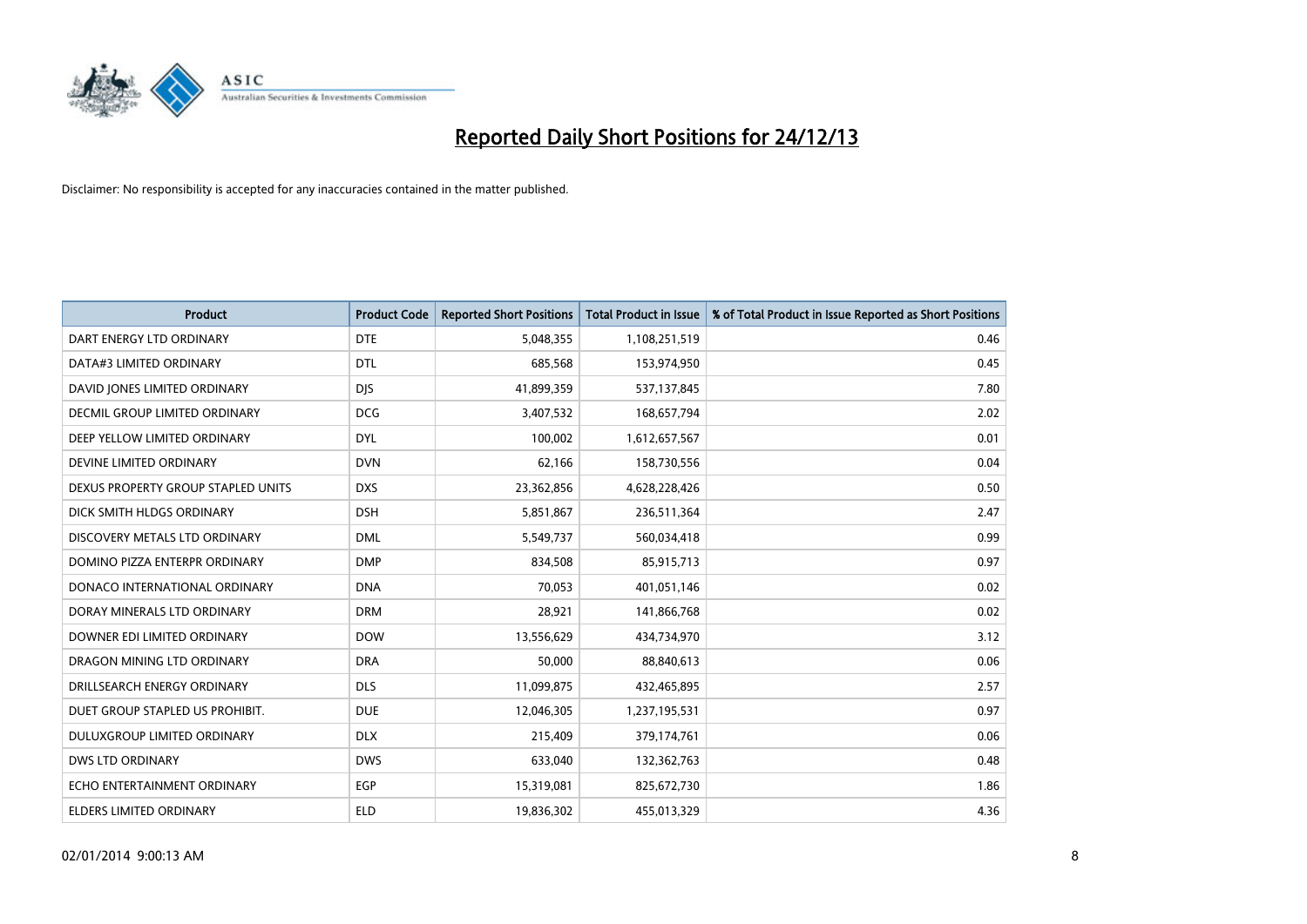# Reported Daily Short Positions for 24/12/13

Disclaimer: No responsibility is accepted for any inaccuracies contained in the matter published.

| Product | Product Code | Reported Short Positions | Total Product in Issue | % of Total Product in Issue Reported as Short Positions |
| --- | --- | --- | --- | --- |
| DART ENERGY LTD ORDINARY | DTE | 5,048,355 | 1,108,251,519 | 0.46 |
| DATA#3 LIMITED ORDINARY | DTL | 685,568 | 153,974,950 | 0.45 |
| DAVID JONES LIMITED ORDINARY | DJS | 41,899,359 | 537,137,845 | 7.80 |
| DECMIL GROUP LIMITED ORDINARY | DCG | 3,407,532 | 168,657,794 | 2.02 |
| DEEP YELLOW LIMITED ORDINARY | DYL | 100,002 | 1,612,657,567 | 0.01 |
| DEVINE LIMITED ORDINARY | DVN | 62,166 | 158,730,556 | 0.04 |
| DEXUS PROPERTY GROUP STAPLED UNITS | DXS | 23,362,856 | 4,628,228,426 | 0.50 |
| DICK SMITH HLDGS ORDINARY | DSH | 5,851,867 | 236,511,364 | 2.47 |
| DISCOVERY METALS LTD ORDINARY | DML | 5,549,737 | 560,034,418 | 0.99 |
| DOMINO PIZZA ENTERPR ORDINARY | DMP | 834,508 | 85,915,713 | 0.97 |
| DONACO INTERNATIONAL ORDINARY | DNA | 70,053 | 401,051,146 | 0.02 |
| DORAY MINERALS LTD ORDINARY | DRM | 28,921 | 141,866,768 | 0.02 |
| DOWNER EDI LIMITED ORDINARY | DOW | 13,556,629 | 434,734,970 | 3.12 |
| DRAGON MINING LTD ORDINARY | DRA | 50,000 | 88,840,613 | 0.06 |
| DRILLSEARCH ENERGY ORDINARY | DLS | 11,099,875 | 432,465,895 | 2.57 |
| DUET GROUP STAPLED US PROHIBIT. | DUE | 12,046,305 | 1,237,195,531 | 0.97 |
| DULUXGROUP LIMITED ORDINARY | DLX | 215,409 | 379,174,761 | 0.06 |
| DWS LTD ORDINARY | DWS | 633,040 | 132,362,763 | 0.48 |
| ECHO ENTERTAINMENT ORDINARY | EGP | 15,319,081 | 825,672,730 | 1.86 |
| ELDERS LIMITED ORDINARY | ELD | 19,836,302 | 455,013,329 | 4.36 |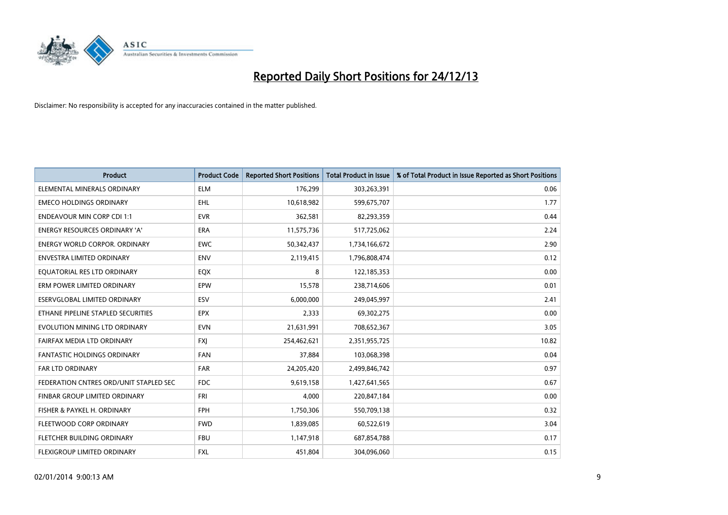# Reported Daily Short Positions for 24/12/13

Disclaimer: No responsibility is accepted for any inaccuracies contained in the matter published.

| Product | Product Code | Reported Short Positions | Total Product in Issue | % of Total Product in Issue Reported as Short Positions |
| --- | --- | --- | --- | --- |
| ELEMENTAL MINERALS ORDINARY | ELM | 176,299 | 303,263,391 | 0.06 |
| EMECO HOLDINGS ORDINARY | EHL | 10,618,982 | 599,675,707 | 1.77 |
| ENDEAVOUR MIN CORP CDI 1:1 | EVR | 362,581 | 82,293,359 | 0.44 |
| ENERGY RESOURCES ORDINARY 'A' | ERA | 11,575,736 | 517,725,062 | 2.24 |
| ENERGY WORLD CORPOR. ORDINARY | EWC | 50,342,437 | 1,734,166,672 | 2.90 |
| ENVESTRA LIMITED ORDINARY | ENV | 2,119,415 | 1,796,808,474 | 0.12 |
| EQUATORIAL RES LTD ORDINARY | EQX | 8 | 122,185,353 | 0.00 |
| ERM POWER LIMITED ORDINARY | EPW | 15,578 | 238,714,606 | 0.01 |
| ESERVGLOBAL LIMITED ORDINARY | ESV | 6,000,000 | 249,045,997 | 2.41 |
| ETHANE PIPELINE STAPLED SECURITIES | EPX | 2,333 | 69,302,275 | 0.00 |
| EVOLUTION MINING LTD ORDINARY | EVN | 21,631,991 | 708,652,367 | 3.05 |
| FAIRFAX MEDIA LTD ORDINARY | FXJ | 254,462,621 | 2,351,955,725 | 10.82 |
| FANTASTIC HOLDINGS ORDINARY | FAN | 37,884 | 103,068,398 | 0.04 |
| FAR LTD ORDINARY | FAR | 24,205,420 | 2,499,846,742 | 0.97 |
| FEDERATION CNTRES ORD/UNIT STAPLED SEC | FDC | 9,619,158 | 1,427,641,565 | 0.67 |
| FINBAR GROUP LIMITED ORDINARY | FRI | 4,000 | 220,847,184 | 0.00 |
| FISHER & PAYKEL H. ORDINARY | FPH | 1,750,306 | 550,709,138 | 0.32 |
| FLEETWOOD CORP ORDINARY | FWD | 1,839,085 | 60,522,619 | 3.04 |
| FLETCHER BUILDING ORDINARY | FBU | 1,147,918 | 687,854,788 | 0.17 |
| FLEXIGROUP LIMITED ORDINARY | FXL | 451,804 | 304,096,060 | 0.15 |

02/01/2014 9:00:13 AM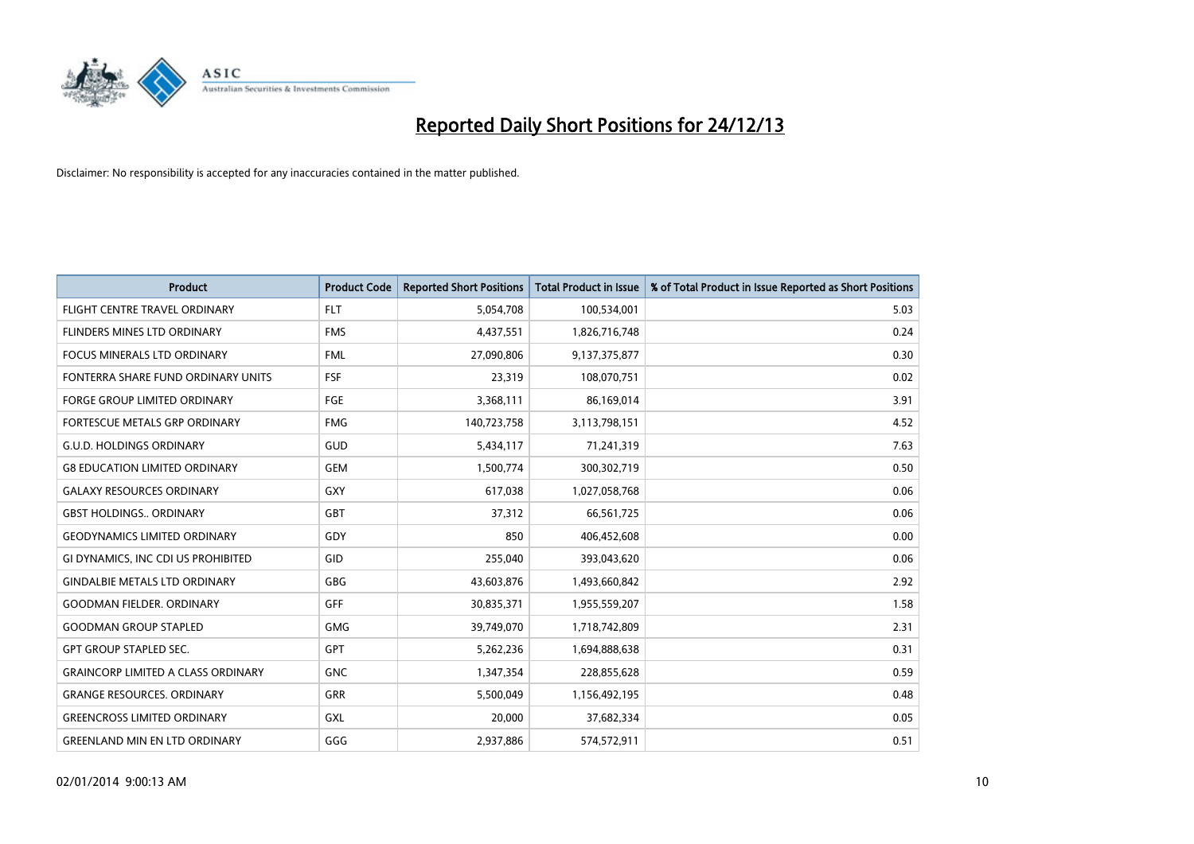# Reported Daily Short Positions for 24/12/13

Disclaimer: No responsibility is accepted for any inaccuracies contained in the matter published.

| Product | Product Code | Reported Short Positions | Total Product in Issue | % of Total Product in Issue Reported as Short Positions |
|---|---|---|---|---|
| FLIGHT CENTRE TRAVEL ORDINARY | FLT | 5,054,708 | 100,534,001 | 5.03 |
| FLINDERS MINES LTD ORDINARY | FMS | 4,437,551 | 1,826,716,748 | 0.24 |
| FOCUS MINERALS LTD ORDINARY | FML | 27,090,806 | 9,137,375,877 | 0.30 |
| FONTERRA SHARE FUND ORDINARY UNITS | FSF | 23,319 | 108,070,751 | 0.02 |
| FORGE GROUP LIMITED ORDINARY | FGE | 3,368,111 | 86,169,014 | 3.91 |
| FORTESCUE METALS GRP ORDINARY | FMG | 140,723,758 | 3,113,798,151 | 4.52 |
| G.U.D. HOLDINGS ORDINARY | GUD | 5,434,117 | 71,241,319 | 7.63 |
| G8 EDUCATION LIMITED ORDINARY | GEM | 1,500,774 | 300,302,719 | 0.50 |
| GALAXY RESOURCES ORDINARY | GXY | 617,038 | 1,027,058,768 | 0.06 |
| GBST HOLDINGS.. ORDINARY | GBT | 37,312 | 66,561,725 | 0.06 |
| GEODYNAMICS LIMITED ORDINARY | GDY | 850 | 406,452,608 | 0.00 |
| GI DYNAMICS, INC CDI US PROHIBITED | GID | 255,040 | 393,043,620 | 0.06 |
| GINDALBIE METALS LTD ORDINARY | GBG | 43,603,876 | 1,493,660,842 | 2.92 |
| GOODMAN FIELDER. ORDINARY | GFF | 30,835,371 | 1,955,559,207 | 1.58 |
| GOODMAN GROUP STAPLED | GMG | 39,749,070 | 1,718,742,809 | 2.31 |
| GPT GROUP STAPLED SEC. | GPT | 5,262,236 | 1,694,888,638 | 0.31 |
| GRAINCORP LIMITED A CLASS ORDINARY | GNC | 1,347,354 | 228,855,628 | 0.59 |
| GRANGE RESOURCES. ORDINARY | GRR | 5,500,049 | 1,156,492,195 | 0.48 |
| GREENCROSS LIMITED ORDINARY | GXL | 20,000 | 37,682,334 | 0.05 |
| GREENLAND MIN EN LTD ORDINARY | GGG | 2,937,886 | 574,572,911 | 0.51 |

02/01/2014 9:00:13 AM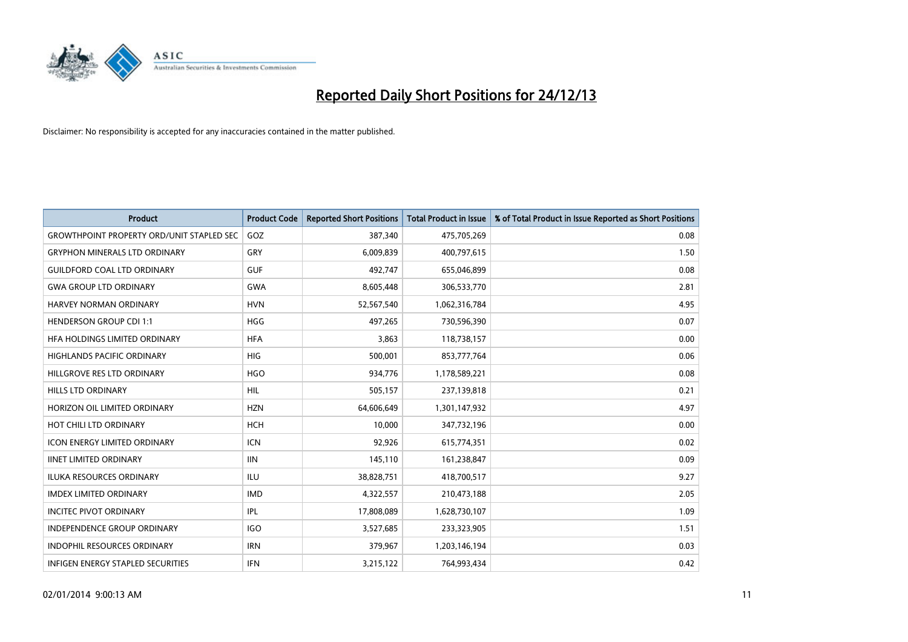# Reported Daily Short Positions for 24/12/13

Disclaimer: No responsibility is accepted for any inaccuracies contained in the matter published.

| Product | Product Code | Reported Short Positions | Total Product in Issue | % of Total Product in Issue Reported as Short Positions |
|---|---|---|---|---|
| GROWTHPOINT PROPERTY ORD/UNIT STAPLED SEC | GOZ | 387,340 | 475,705,269 | 0.08 |
| GRYPHON MINERALS LTD ORDINARY | GRY | 6,009,839 | 400,797,615 | 1.50 |
| GUILDFORD COAL LTD ORDINARY | GUF | 492,747 | 655,046,899 | 0.08 |
| GWA GROUP LTD ORDINARY | GWA | 8,605,448 | 306,533,770 | 2.81 |
| HARVEY NORMAN ORDINARY | HVN | 52,567,540 | 1,062,316,784 | 4.95 |
| HENDERSON GROUP CDI 1:1 | HGG | 497,265 | 730,596,390 | 0.07 |
| HFA HOLDINGS LIMITED ORDINARY | HFA | 3,863 | 118,738,157 | 0.00 |
| HIGHLANDS PACIFIC ORDINARY | HIG | 500,001 | 853,777,764 | 0.06 |
| HILLGROVE RES LTD ORDINARY | HGO | 934,776 | 1,178,589,221 | 0.08 |
| HILLS LTD ORDINARY | HIL | 505,157 | 237,139,818 | 0.21 |
| HORIZON OIL LIMITED ORDINARY | HZN | 64,606,649 | 1,301,147,932 | 4.97 |
| HOT CHILI LTD ORDINARY | HCH | 10,000 | 347,732,196 | 0.00 |
| ICON ENERGY LIMITED ORDINARY | ICN | 92,926 | 615,774,351 | 0.02 |
| IINET LIMITED ORDINARY | IIN | 145,110 | 161,238,847 | 0.09 |
| ILUKA RESOURCES ORDINARY | ILU | 38,828,751 | 418,700,517 | 9.27 |
| IMDEX LIMITED ORDINARY | IMD | 4,322,557 | 210,473,188 | 2.05 |
| INCITEC PIVOT ORDINARY | IPL | 17,808,089 | 1,628,730,107 | 1.09 |
| INDEPENDENCE GROUP ORDINARY | IGO | 3,527,685 | 233,323,905 | 1.51 |
| INDOPHIL RESOURCES ORDINARY | IRN | 379,967 | 1,203,146,194 | 0.03 |
| INFIGEN ENERGY STAPLED SECURITIES | IFN | 3,215,122 | 764,993,434 | 0.42 |

02/01/2014 9:00:13 AM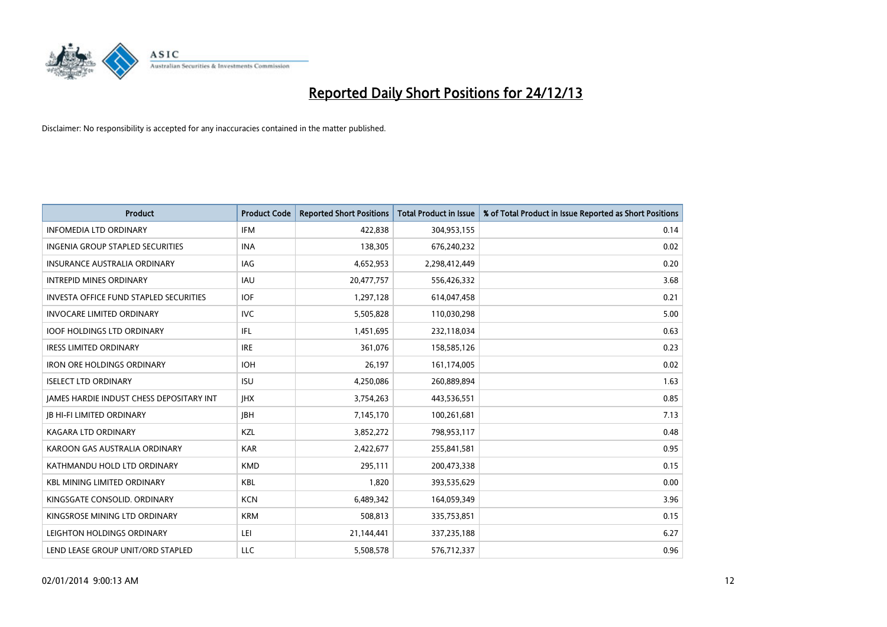# Reported Daily Short Positions for 24/12/13

Disclaimer: No responsibility is accepted for any inaccuracies contained in the matter published.

| Product | Product Code | Reported Short Positions | Total Product in Issue | % of Total Product in Issue Reported as Short Positions |
| --- | --- | --- | --- | --- |
| INFOMEDIA LTD ORDINARY | IFM | 422,838 | 304,953,155 | 0.14 |
| INGENIA GROUP STAPLED SECURITIES | INA | 138,305 | 676,240,232 | 0.02 |
| INSURANCE AUSTRALIA ORDINARY | IAG | 4,652,953 | 2,298,412,449 | 0.20 |
| INTREPID MINES ORDINARY | IAU | 20,477,757 | 556,426,332 | 3.68 |
| INVESTA OFFICE FUND STAPLED SECURITIES | IOF | 1,297,128 | 614,047,458 | 0.21 |
| INVOCARE LIMITED ORDINARY | IVC | 5,505,828 | 110,030,298 | 5.00 |
| IOOF HOLDINGS LTD ORDINARY | IFL | 1,451,695 | 232,118,034 | 0.63 |
| IRESS LIMITED ORDINARY | IRE | 361,076 | 158,585,126 | 0.23 |
| IRON ORE HOLDINGS ORDINARY | IOH | 26,197 | 161,174,005 | 0.02 |
| ISELECT LTD ORDINARY | ISU | 4,250,086 | 260,889,894 | 1.63 |
| JAMES HARDIE INDUST CHESS DEPOSITARY INT | JHX | 3,754,263 | 443,536,551 | 0.85 |
| JB HI-FI LIMITED ORDINARY | JBH | 7,145,170 | 100,261,681 | 7.13 |
| KAGARA LTD ORDINARY | KZL | 3,852,272 | 798,953,117 | 0.48 |
| KAROON GAS AUSTRALIA ORDINARY | KAR | 2,422,677 | 255,841,581 | 0.95 |
| KATHMANDU HOLD LTD ORDINARY | KMD | 295,111 | 200,473,338 | 0.15 |
| KBL MINING LIMITED ORDINARY | KBL | 1,820 | 393,535,629 | 0.00 |
| KINGSGATE CONSOLID. ORDINARY | KCN | 6,489,342 | 164,059,349 | 3.96 |
| KINGSROSE MINING LTD ORDINARY | KRM | 508,813 | 335,753,851 | 0.15 |
| LEIGHTON HOLDINGS ORDINARY | LEI | 21,144,441 | 337,235,188 | 6.27 |
| LEND LEASE GROUP UNIT/ORD STAPLED | LLC | 5,508,578 | 576,712,337 | 0.96 |

02/01/2014 9:00:13 AM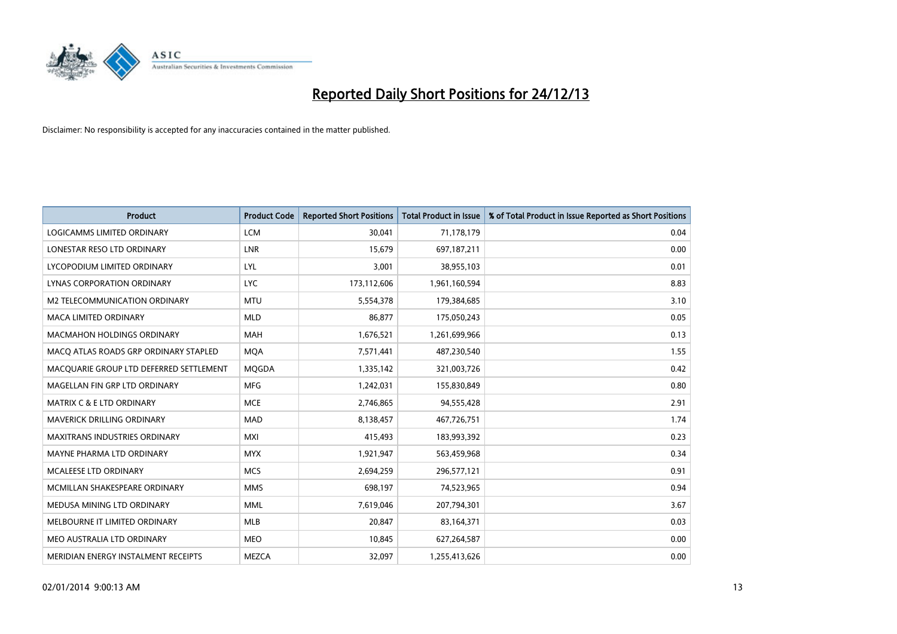# Reported Daily Short Positions for 24/12/13

Disclaimer: No responsibility is accepted for any inaccuracies contained in the matter published.

| Product | Product Code | Reported Short Positions | Total Product in Issue | % of Total Product in Issue Reported as Short Positions |
|---|---|---|---|---|
| LOGICAMMS LIMITED ORDINARY | LCM | 30,041 | 71,178,179 | 0.04 |
| LONESTAR RESO LTD ORDINARY | LNR | 15,679 | 697,187,211 | 0.00 |
| LYCOPODIUM LIMITED ORDINARY | LYL | 3,001 | 38,955,103 | 0.01 |
| LYNAS CORPORATION ORDINARY | LYC | 173,112,606 | 1,961,160,594 | 8.83 |
| M2 TELECOMMUNICATION ORDINARY | MTU | 5,554,378 | 179,384,685 | 3.10 |
| MACA LIMITED ORDINARY | MLD | 86,877 | 175,050,243 | 0.05 |
| MACMAHON HOLDINGS ORDINARY | MAH | 1,676,521 | 1,261,699,966 | 0.13 |
| MACQ ATLAS ROADS GRP ORDINARY STAPLED | MQA | 7,571,441 | 487,230,540 | 1.55 |
| MACQUARIE GROUP LTD DEFERRED SETTLEMENT | MQGDA | 1,335,142 | 321,003,726 | 0.42 |
| MAGELLAN FIN GRP LTD ORDINARY | MFG | 1,242,031 | 155,830,849 | 0.80 |
| MATRIX C & E LTD ORDINARY | MCE | 2,746,865 | 94,555,428 | 2.91 |
| MAVERICK DRILLING ORDINARY | MAD | 8,138,457 | 467,726,751 | 1.74 |
| MAXITRANS INDUSTRIES ORDINARY | MXI | 415,493 | 183,993,392 | 0.23 |
| MAYNE PHARMA LTD ORDINARY | MYX | 1,921,947 | 563,459,968 | 0.34 |
| MCALEESE LTD ORDINARY | MCS | 2,694,259 | 296,577,121 | 0.91 |
| MCMILLAN SHAKESPEARE ORDINARY | MMS | 698,197 | 74,523,965 | 0.94 |
| MEDUSA MINING LTD ORDINARY | MML | 7,619,046 | 207,794,301 | 3.67 |
| MELBOURNE IT LIMITED ORDINARY | MLB | 20,847 | 83,164,371 | 0.03 |
| MEO AUSTRALIA LTD ORDINARY | MEO | 10,845 | 627,264,587 | 0.00 |
| MERIDIAN ENERGY INSTALMENT RECEIPTS | MEZCA | 32,097 | 1,255,413,626 | 0.00 |

02/01/2014 9:00:13 AM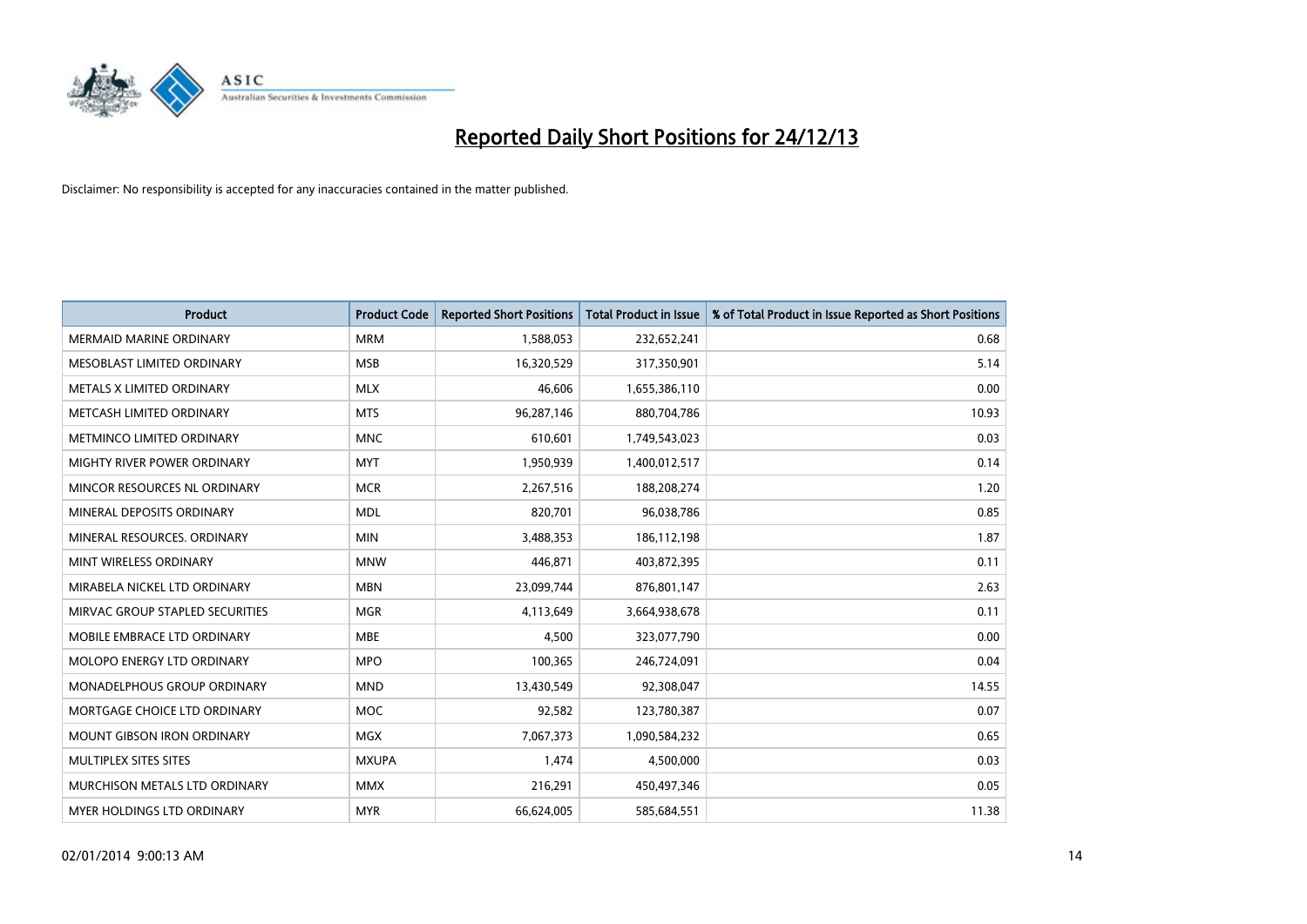# Reported Daily Short Positions for 24/12/13

Disclaimer: No responsibility is accepted for any inaccuracies contained in the matter published.

| Product | Product Code | Reported Short Positions | Total Product in Issue | % of Total Product in Issue Reported as Short Positions |
|---|---|---|---|---|
| MERMAID MARINE ORDINARY | MRM | 1,588,053 | 232,652,241 | 0.68 |
| MESOBLAST LIMITED ORDINARY | MSB | 16,320,529 | 317,350,901 | 5.14 |
| METALS X LIMITED ORDINARY | MLX | 46,606 | 1,655,386,110 | 0.00 |
| METCASH LIMITED ORDINARY | MTS | 96,287,146 | 880,704,786 | 10.93 |
| METMINCO LIMITED ORDINARY | MNC | 610,601 | 1,749,543,023 | 0.03 |
| MIGHTY RIVER POWER ORDINARY | MYT | 1,950,939 | 1,400,012,517 | 0.14 |
| MINCOR RESOURCES NL ORDINARY | MCR | 2,267,516 | 188,208,274 | 1.20 |
| MINERAL DEPOSITS ORDINARY | MDL | 820,701 | 96,038,786 | 0.85 |
| MINERAL RESOURCES. ORDINARY | MIN | 3,488,353 | 186,112,198 | 1.87 |
| MINT WIRELESS ORDINARY | MNW | 446,871 | 403,872,395 | 0.11 |
| MIRABELA NICKEL LTD ORDINARY | MBN | 23,099,744 | 876,801,147 | 2.63 |
| MIRVAC GROUP STAPLED SECURITIES | MGR | 4,113,649 | 3,664,938,678 | 0.11 |
| MOBILE EMBRACE LTD ORDINARY | MBE | 4,500 | 323,077,790 | 0.00 |
| MOLOPO ENERGY LTD ORDINARY | MPO | 100,365 | 246,724,091 | 0.04 |
| MONADELPHOUS GROUP ORDINARY | MND | 13,430,549 | 92,308,047 | 14.55 |
| MORTGAGE CHOICE LTD ORDINARY | MOC | 92,582 | 123,780,387 | 0.07 |
| MOUNT GIBSON IRON ORDINARY | MGX | 7,067,373 | 1,090,584,232 | 0.65 |
| MULTIPLEX SITES SITES | MXUPA | 1,474 | 4,500,000 | 0.03 |
| MURCHISON METALS LTD ORDINARY | MMX | 216,291 | 450,497,346 | 0.05 |
| MYER HOLDINGS LTD ORDINARY | MYR | 66,624,005 | 585,684,551 | 11.38 |

02/01/2014 9:00:13 AM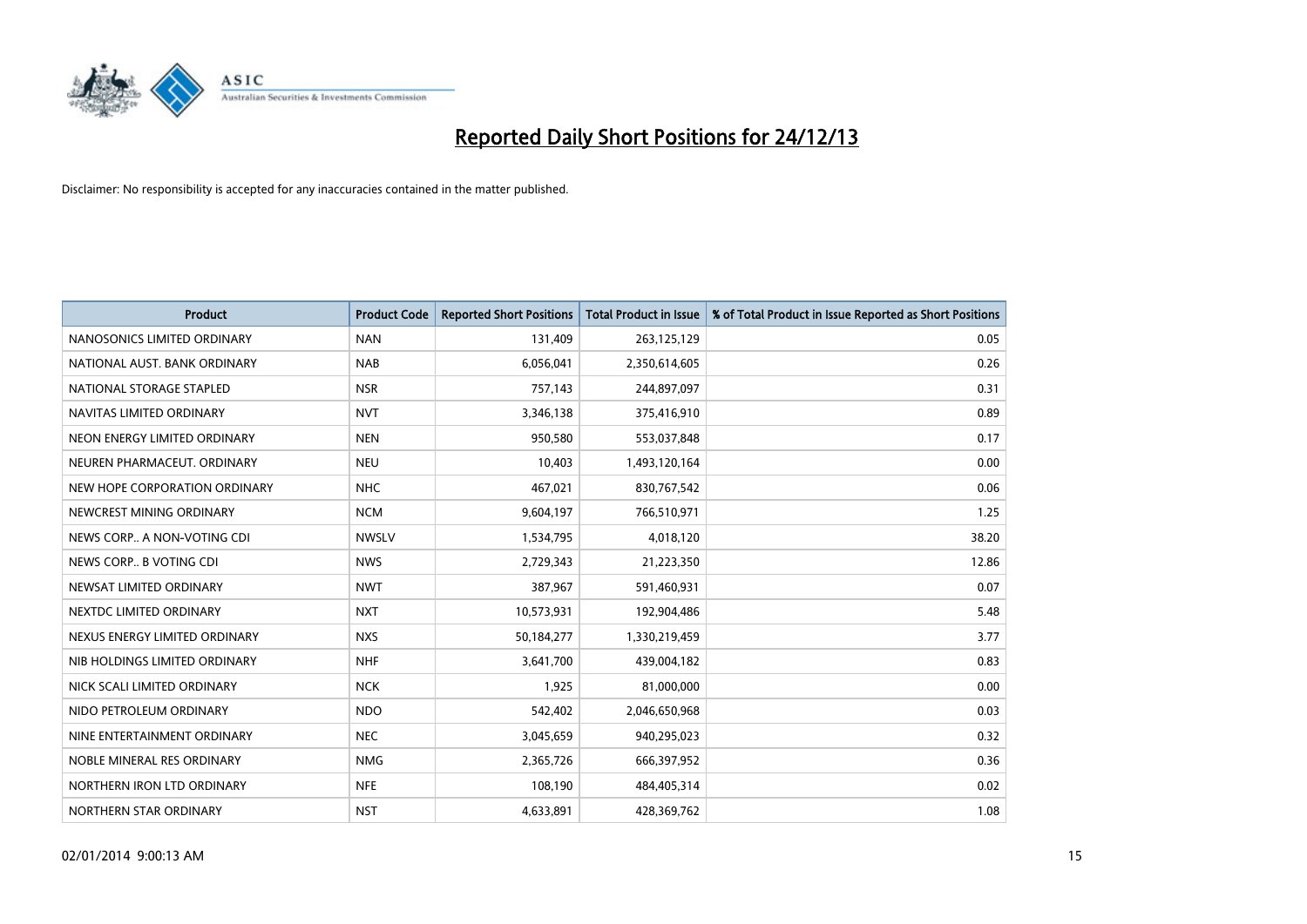# Reported Daily Short Positions for 24/12/13

Disclaimer: No responsibility is accepted for any inaccuracies contained in the matter published.

| Product | Product Code | Reported Short Positions | Total Product in Issue | % of Total Product in Issue Reported as Short Positions |
|---|---|---|---|---|
| NANOSONICS LIMITED ORDINARY | NAN | 131,409 | 263,125,129 | 0.05 |
| NATIONAL AUST. BANK ORDINARY | NAB | 6,056,041 | 2,350,614,605 | 0.26 |
| NATIONAL STORAGE STAPLED | NSR | 757,143 | 244,897,097 | 0.31 |
| NAVITAS LIMITED ORDINARY | NVT | 3,346,138 | 375,416,910 | 0.89 |
| NEON ENERGY LIMITED ORDINARY | NEN | 950,580 | 553,037,848 | 0.17 |
| NEUREN PHARMACEUT. ORDINARY | NEU | 10,403 | 1,493,120,164 | 0.00 |
| NEW HOPE CORPORATION ORDINARY | NHC | 467,021 | 830,767,542 | 0.06 |
| NEWCREST MINING ORDINARY | NCM | 9,604,197 | 766,510,971 | 1.25 |
| NEWS CORP.. A NON-VOTING CDI | NWSLV | 1,534,795 | 4,018,120 | 38.20 |
| NEWS CORP.. B VOTING CDI | NWS | 2,729,343 | 21,223,350 | 12.86 |
| NEWSAT LIMITED ORDINARY | NWT | 387,967 | 591,460,931 | 0.07 |
| NEXTDC LIMITED ORDINARY | NXT | 10,573,931 | 192,904,486 | 5.48 |
| NEXUS ENERGY LIMITED ORDINARY | NXS | 50,184,277 | 1,330,219,459 | 3.77 |
| NIB HOLDINGS LIMITED ORDINARY | NHF | 3,641,700 | 439,004,182 | 0.83 |
| NICK SCALI LIMITED ORDINARY | NCK | 1,925 | 81,000,000 | 0.00 |
| NIDO PETROLEUM ORDINARY | NDO | 542,402 | 2,046,650,968 | 0.03 |
| NINE ENTERTAINMENT ORDINARY | NEC | 3,045,659 | 940,295,023 | 0.32 |
| NOBLE MINERAL RES ORDINARY | NMG | 2,365,726 | 666,397,952 | 0.36 |
| NORTHERN IRON LTD ORDINARY | NFE | 108,190 | 484,405,314 | 0.02 |
| NORTHERN STAR ORDINARY | NST | 4,633,891 | 428,369,762 | 1.08 |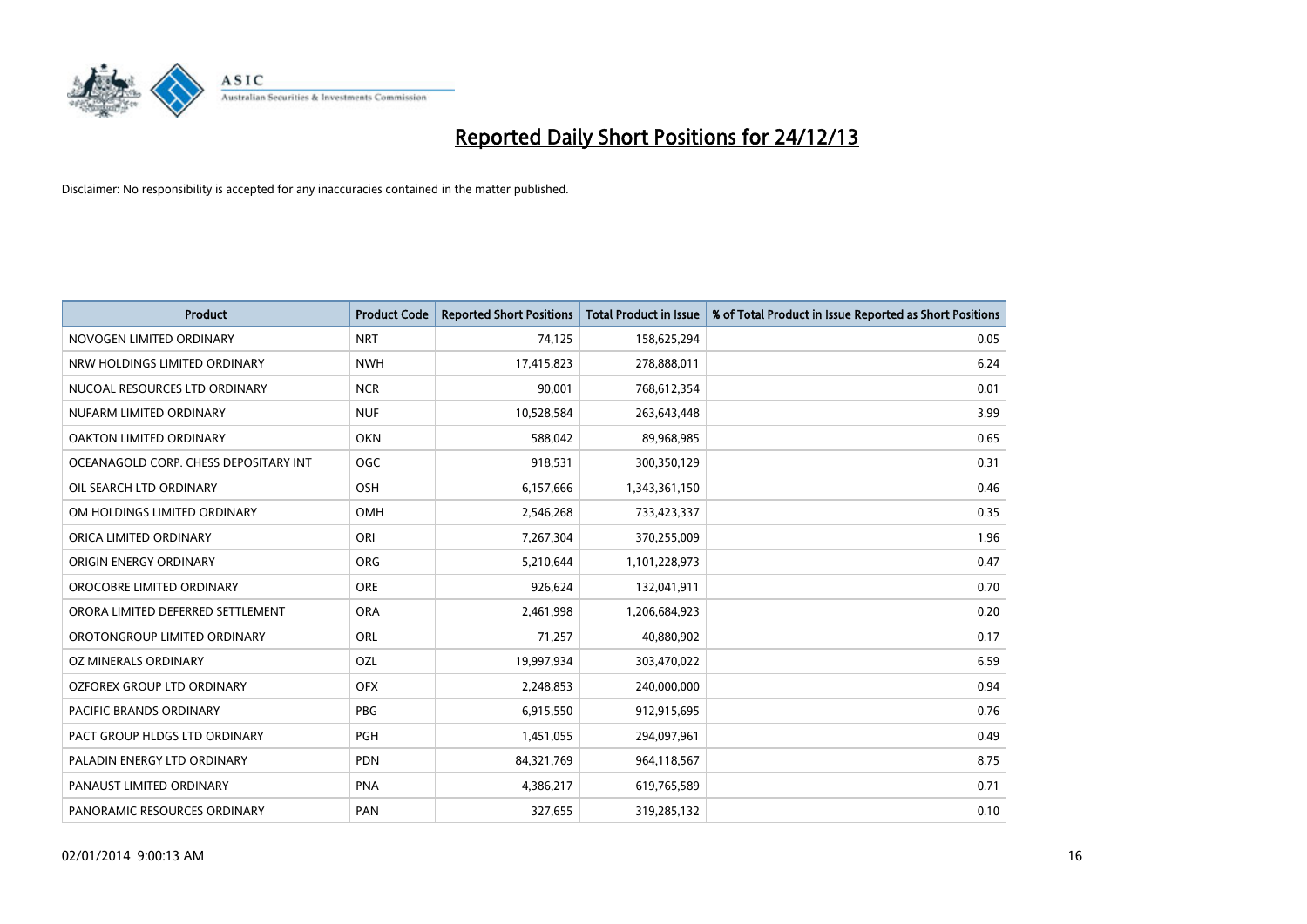# Reported Daily Short Positions for 24/12/13

Disclaimer: No responsibility is accepted for any inaccuracies contained in the matter published.

| Product | Product Code | Reported Short Positions | Total Product in Issue | % of Total Product in Issue Reported as Short Positions |
|---|---|---|---|---|
| NOVOGEN LIMITED ORDINARY | NRT | 74,125 | 158,625,294 | 0.05 |
| NRW HOLDINGS LIMITED ORDINARY | NWH | 17,415,823 | 278,888,011 | 6.24 |
| NUCOAL RESOURCES LTD ORDINARY | NCR | 90,001 | 768,612,354 | 0.01 |
| NUFARM LIMITED ORDINARY | NUF | 10,528,584 | 263,643,448 | 3.99 |
| OAKTON LIMITED ORDINARY | OKN | 588,042 | 89,968,985 | 0.65 |
| OCEANAGOLD CORP. CHESS DEPOSITARY INT | OGC | 918,531 | 300,350,129 | 0.31 |
| OIL SEARCH LTD ORDINARY | OSH | 6,157,666 | 1,343,361,150 | 0.46 |
| OM HOLDINGS LIMITED ORDINARY | OMH | 2,546,268 | 733,423,337 | 0.35 |
| ORICA LIMITED ORDINARY | ORI | 7,267,304 | 370,255,009 | 1.96 |
| ORIGIN ENERGY ORDINARY | ORG | 5,210,644 | 1,101,228,973 | 0.47 |
| OROCOBRE LIMITED ORDINARY | ORE | 926,624 | 132,041,911 | 0.70 |
| ORORA LIMITED DEFERRED SETTLEMENT | ORA | 2,461,998 | 1,206,684,923 | 0.20 |
| OROTONGROUP LIMITED ORDINARY | ORL | 71,257 | 40,880,902 | 0.17 |
| OZ MINERALS ORDINARY | OZL | 19,997,934 | 303,470,022 | 6.59 |
| OZFOREX GROUP LTD ORDINARY | OFX | 2,248,853 | 240,000,000 | 0.94 |
| PACIFIC BRANDS ORDINARY | PBG | 6,915,550 | 912,915,695 | 0.76 |
| PACT GROUP HLDGS LTD ORDINARY | PGH | 1,451,055 | 294,097,961 | 0.49 |
| PALADIN ENERGY LTD ORDINARY | PDN | 84,321,769 | 964,118,567 | 8.75 |
| PANAUST LIMITED ORDINARY | PNA | 4,386,217 | 619,765,589 | 0.71 |
| PANORAMIC RESOURCES ORDINARY | PAN | 327,655 | 319,285,132 | 0.10 |

02/01/2014 9:00:13 AM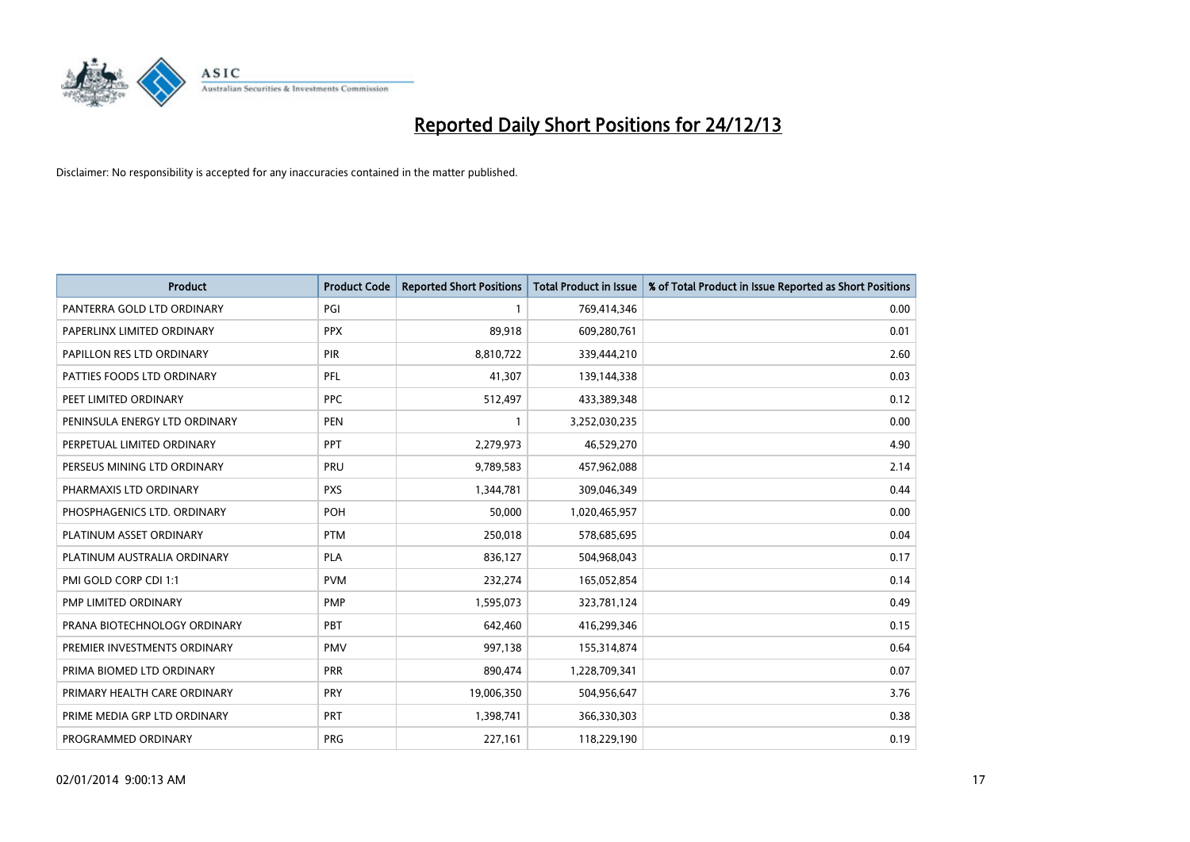# Reported Daily Short Positions for 24/12/13

Disclaimer: No responsibility is accepted for any inaccuracies contained in the matter published.

| Product | Product Code | Reported Short Positions | Total Product in Issue | % of Total Product in Issue Reported as Short Positions |
|---|---|---|---|---|
| PANTERRA GOLD LTD ORDINARY | PGI | 1 | 769,414,346 | 0.00 |
| PAPERLINX LIMITED ORDINARY | PPX | 89,918 | 609,280,761 | 0.01 |
| PAPILLON RES LTD ORDINARY | PIR | 8,810,722 | 339,444,210 | 2.60 |
| PATTIES FOODS LTD ORDINARY | PFL | 41,307 | 139,144,338 | 0.03 |
| PEET LIMITED ORDINARY | PPC | 512,497 | 433,389,348 | 0.12 |
| PENINSULA ENERGY LTD ORDINARY | PEN | 1 | 3,252,030,235 | 0.00 |
| PERPETUAL LIMITED ORDINARY | PPT | 2,279,973 | 46,529,270 | 4.90 |
| PERSEUS MINING LTD ORDINARY | PRU | 9,789,583 | 457,962,088 | 2.14 |
| PHARMAXIS LTD ORDINARY | PXS | 1,344,781 | 309,046,349 | 0.44 |
| PHOSPHAGENICS LTD. ORDINARY | POH | 50,000 | 1,020,465,957 | 0.00 |
| PLATINUM ASSET ORDINARY | PTM | 250,018 | 578,685,695 | 0.04 |
| PLATINUM AUSTRALIA ORDINARY | PLA | 836,127 | 504,968,043 | 0.17 |
| PMI GOLD CORP CDI 1:1 | PVM | 232,274 | 165,052,854 | 0.14 |
| PMP LIMITED ORDINARY | PMP | 1,595,073 | 323,781,124 | 0.49 |
| PRANA BIOTECHNOLOGY ORDINARY | PBT | 642,460 | 416,299,346 | 0.15 |
| PREMIER INVESTMENTS ORDINARY | PMV | 997,138 | 155,314,874 | 0.64 |
| PRIMA BIOMED LTD ORDINARY | PRR | 890,474 | 1,228,709,341 | 0.07 |
| PRIMARY HEALTH CARE ORDINARY | PRY | 19,006,350 | 504,956,647 | 3.76 |
| PRIME MEDIA GRP LTD ORDINARY | PRT | 1,398,741 | 366,330,303 | 0.38 |
| PROGRAMMED ORDINARY | PRG | 227,161 | 118,229,190 | 0.19 |

02/01/2014 9:00:13 AM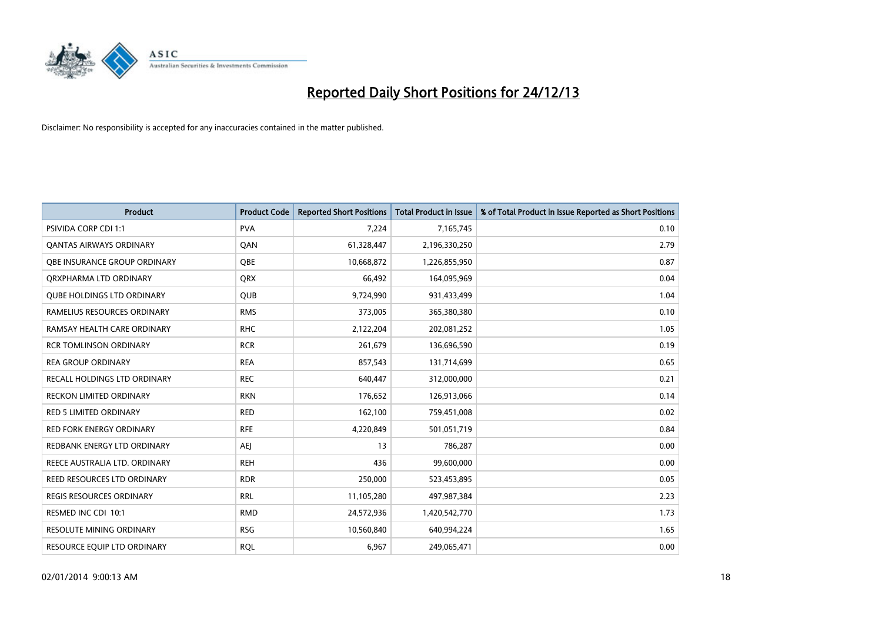# Reported Daily Short Positions for 24/12/13

Disclaimer: No responsibility is accepted for any inaccuracies contained in the matter published.

| Product | Product Code | Reported Short Positions | Total Product in Issue | % of Total Product in Issue Reported as Short Positions |
|---|---|---|---|---|
| PSIVIDA CORP CDI 1:1 | PVA | 7,224 | 7,165,745 | 0.10 |
| QANTAS AIRWAYS ORDINARY | QAN | 61,328,447 | 2,196,330,250 | 2.79 |
| QBE INSURANCE GROUP ORDINARY | QBE | 10,668,872 | 1,226,855,950 | 0.87 |
| QRXPHARMA LTD ORDINARY | QRX | 66,492 | 164,095,969 | 0.04 |
| QUBE HOLDINGS LTD ORDINARY | QUB | 9,724,990 | 931,433,499 | 1.04 |
| RAMELIUS RESOURCES ORDINARY | RMS | 373,005 | 365,380,380 | 0.10 |
| RAMSAY HEALTH CARE ORDINARY | RHC | 2,122,204 | 202,081,252 | 1.05 |
| RCR TOMLINSON ORDINARY | RCR | 261,679 | 136,696,590 | 0.19 |
| REA GROUP ORDINARY | REA | 857,543 | 131,714,699 | 0.65 |
| RECALL HOLDINGS LTD ORDINARY | REC | 640,447 | 312,000,000 | 0.21 |
| RECKON LIMITED ORDINARY | RKN | 176,652 | 126,913,066 | 0.14 |
| RED 5 LIMITED ORDINARY | RED | 162,100 | 759,451,008 | 0.02 |
| RED FORK ENERGY ORDINARY | RFE | 4,220,849 | 501,051,719 | 0.84 |
| REDBANK ENERGY LTD ORDINARY | AEJ | 13 | 786,287 | 0.00 |
| REECE AUSTRALIA LTD. ORDINARY | REH | 436 | 99,600,000 | 0.00 |
| REED RESOURCES LTD ORDINARY | RDR | 250,000 | 523,453,895 | 0.05 |
| REGIS RESOURCES ORDINARY | RRL | 11,105,280 | 497,987,384 | 2.23 |
| RESMED INC CDI 10:1 | RMD | 24,572,936 | 1,420,542,770 | 1.73 |
| RESOLUTE MINING ORDINARY | RSG | 10,560,840 | 640,994,224 | 1.65 |
| RESOURCE EQUIP LTD ORDINARY | RQL | 6,967 | 249,065,471 | 0.00 |

02/01/2014 9:00:13 AM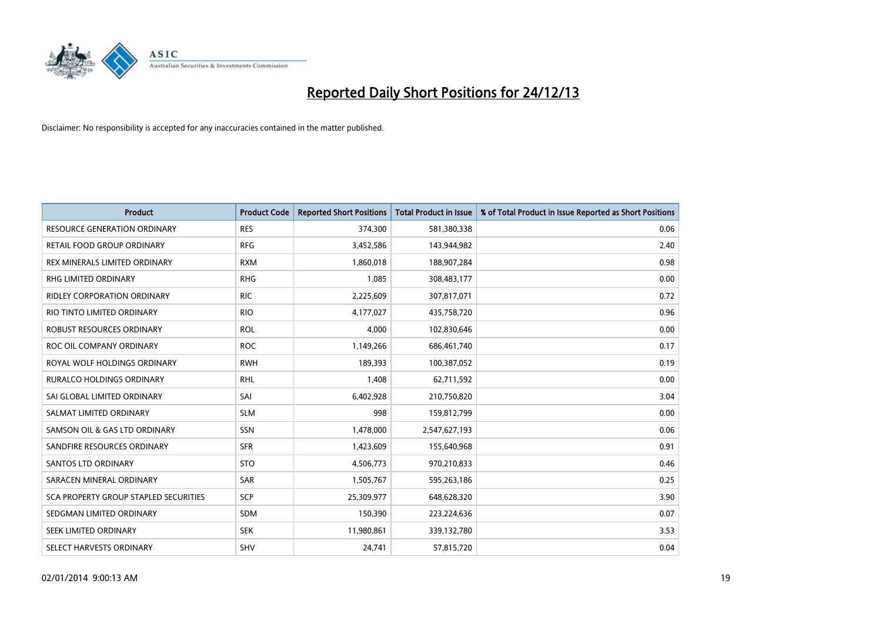# Reported Daily Short Positions for 24/12/13

Disclaimer: No responsibility is accepted for any inaccuracies contained in the matter published.

| Product | Product Code | Reported Short Positions | Total Product in Issue | % of Total Product in Issue Reported as Short Positions |
|---|---|---|---|---|
| RESOURCE GENERATION ORDINARY | RES | 374,300 | 581,380,338 | 0.06 |
| RETAIL FOOD GROUP ORDINARY | RFG | 3,452,586 | 143,944,982 | 2.40 |
| REX MINERALS LIMITED ORDINARY | RXM | 1,860,018 | 188,907,284 | 0.98 |
| RHG LIMITED ORDINARY | RHG | 1,085 | 308,483,177 | 0.00 |
| RIDLEY CORPORATION ORDINARY | RIC | 2,225,609 | 307,817,071 | 0.72 |
| RIO TINTO LIMITED ORDINARY | RIO | 4,177,027 | 435,758,720 | 0.96 |
| ROBUST RESOURCES ORDINARY | ROL | 4,000 | 102,830,646 | 0.00 |
| ROC OIL COMPANY ORDINARY | ROC | 1,149,266 | 686,461,740 | 0.17 |
| ROYAL WOLF HOLDINGS ORDINARY | RWH | 189,393 | 100,387,052 | 0.19 |
| RURALCO HOLDINGS ORDINARY | RHL | 1,408 | 62,711,592 | 0.00 |
| SAI GLOBAL LIMITED ORDINARY | SAI | 6,402,928 | 210,750,820 | 3.04 |
| SALMAT LIMITED ORDINARY | SLM | 998 | 159,812,799 | 0.00 |
| SAMSON OIL & GAS LTD ORDINARY | SSN | 1,478,000 | 2,547,627,193 | 0.06 |
| SANDFIRE RESOURCES ORDINARY | SFR | 1,423,609 | 155,640,968 | 0.91 |
| SANTOS LTD ORDINARY | STO | 4,506,773 | 970,210,833 | 0.46 |
| SARACEN MINERAL ORDINARY | SAR | 1,505,767 | 595,263,186 | 0.25 |
| SCA PROPERTY GROUP STAPLED SECURITIES | SCP | 25,309,977 | 648,628,320 | 3.90 |
| SEDGMAN LIMITED ORDINARY | SDM | 150,390 | 223,224,636 | 0.07 |
| SEEK LIMITED ORDINARY | SEK | 11,980,861 | 339,132,780 | 3.53 |
| SELECT HARVESTS ORDINARY | SHV | 24,741 | 57,815,720 | 0.04 |

02/01/2014 9:00:13 AM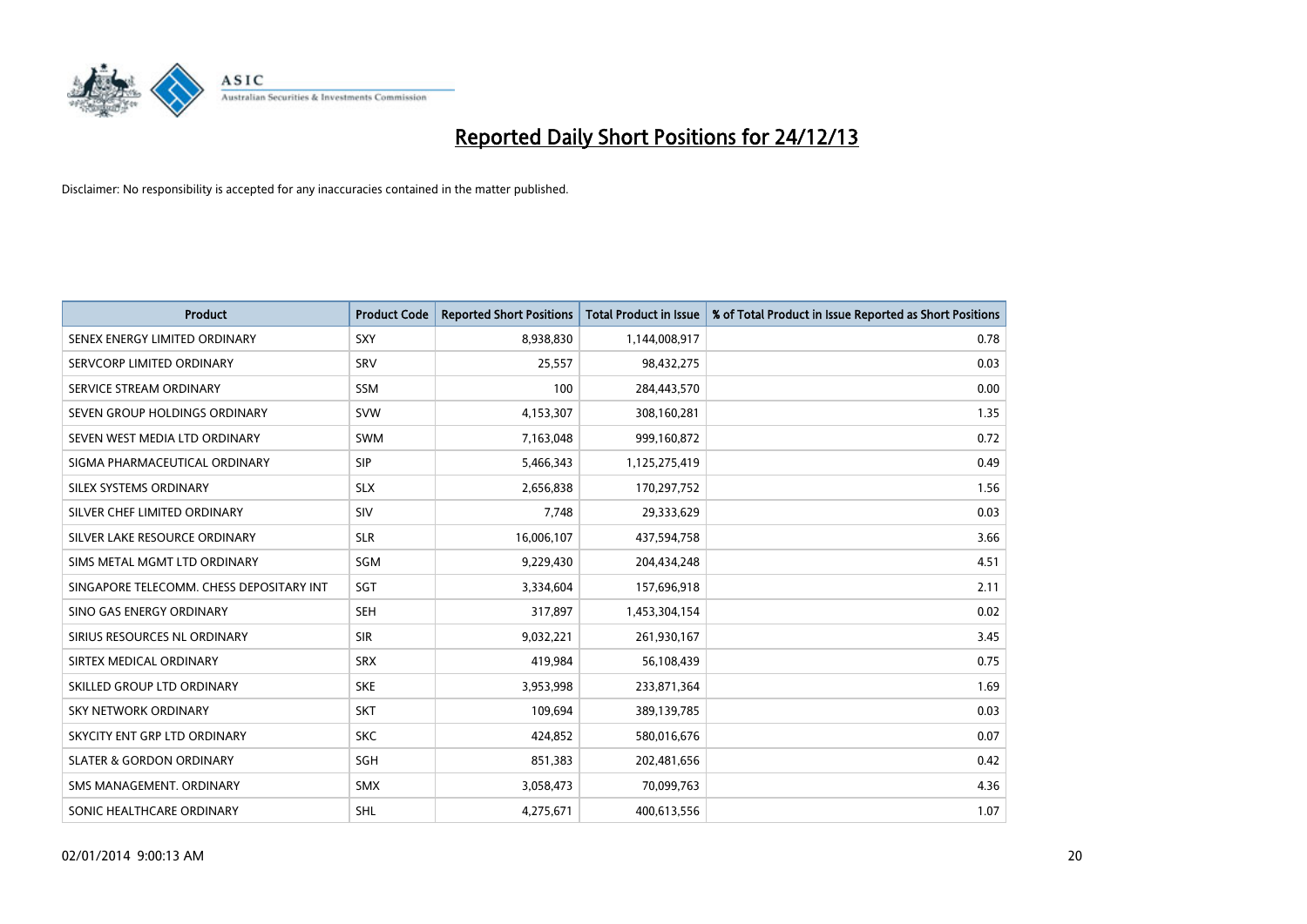# Reported Daily Short Positions for 24/12/13

Disclaimer: No responsibility is accepted for any inaccuracies contained in the matter published.

| Product | Product Code | Reported Short Positions | Total Product in Issue | % of Total Product in Issue Reported as Short Positions |
|---|---|---|---|---|
| SENEX ENERGY LIMITED ORDINARY | SXY | 8,938,830 | 1,144,008,917 | 0.78 |
| SERVCORP LIMITED ORDINARY | SRV | 25,557 | 98,432,275 | 0.03 |
| SERVICE STREAM ORDINARY | SSM | 100 | 284,443,570 | 0.00 |
| SEVEN GROUP HOLDINGS ORDINARY | SVW | 4,153,307 | 308,160,281 | 1.35 |
| SEVEN WEST MEDIA LTD ORDINARY | SWM | 7,163,048 | 999,160,872 | 0.72 |
| SIGMA PHARMACEUTICAL ORDINARY | SIP | 5,466,343 | 1,125,275,419 | 0.49 |
| SILEX SYSTEMS ORDINARY | SLX | 2,656,838 | 170,297,752 | 1.56 |
| SILVER CHEF LIMITED ORDINARY | SIV | 7,748 | 29,333,629 | 0.03 |
| SILVER LAKE RESOURCE ORDINARY | SLR | 16,006,107 | 437,594,758 | 3.66 |
| SIMS METAL MGMT LTD ORDINARY | SGM | 9,229,430 | 204,434,248 | 4.51 |
| SINGAPORE TELECOMM. CHESS DEPOSITARY INT | SGT | 3,334,604 | 157,696,918 | 2.11 |
| SINO GAS ENERGY ORDINARY | SEH | 317,897 | 1,453,304,154 | 0.02 |
| SIRIUS RESOURCES NL ORDINARY | SIR | 9,032,221 | 261,930,167 | 3.45 |
| SIRTEX MEDICAL ORDINARY | SRX | 419,984 | 56,108,439 | 0.75 |
| SKILLED GROUP LTD ORDINARY | SKE | 3,953,998 | 233,871,364 | 1.69 |
| SKY NETWORK ORDINARY | SKT | 109,694 | 389,139,785 | 0.03 |
| SKYCITY ENT GRP LTD ORDINARY | SKC | 424,852 | 580,016,676 | 0.07 |
| SLATER & GORDON ORDINARY | SGH | 851,383 | 202,481,656 | 0.42 |
| SMS MANAGEMENT. ORDINARY | SMX | 3,058,473 | 70,099,763 | 4.36 |
| SONIC HEALTHCARE ORDINARY | SHL | 4,275,671 | 400,613,556 | 1.07 |

02/01/2014 9:00:13 AM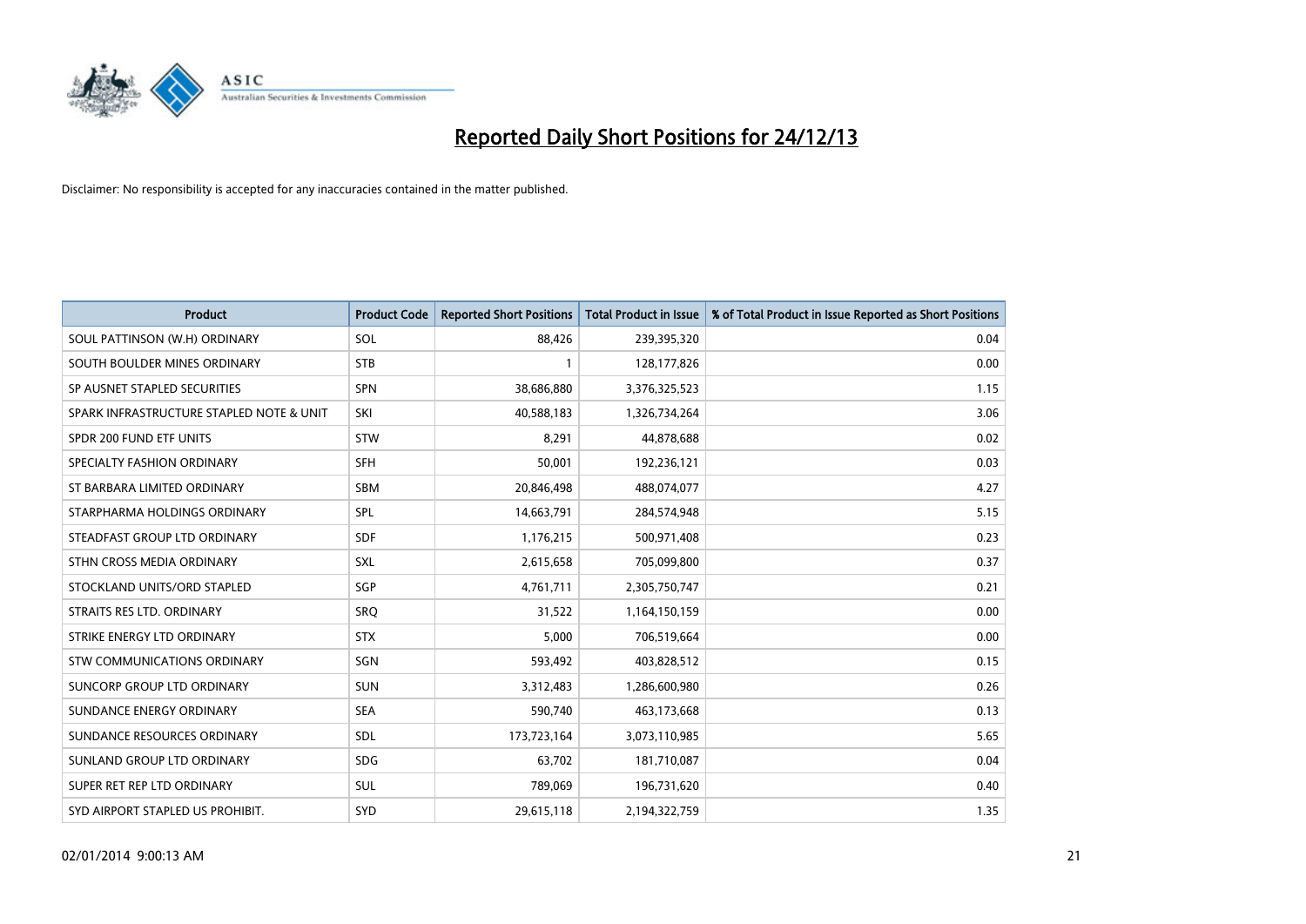# Reported Daily Short Positions for 24/12/13

Disclaimer: No responsibility is accepted for any inaccuracies contained in the matter published.

| Product | Product Code | Reported Short Positions | Total Product in Issue | % of Total Product in Issue Reported as Short Positions |
|---|---|---|---|---|
| SOUL PATTINSON (W.H) ORDINARY | SOL | 88,426 | 239,395,320 | 0.04 |
| SOUTH BOULDER MINES ORDINARY | STB | 1 | 128,177,826 | 0.00 |
| SP AUSNET STAPLED SECURITIES | SPN | 38,686,880 | 3,376,325,523 | 1.15 |
| SPARK INFRASTRUCTURE STAPLED NOTE & UNIT | SKI | 40,588,183 | 1,326,734,264 | 3.06 |
| SPDR 200 FUND ETF UNITS | STW | 8,291 | 44,878,688 | 0.02 |
| SPECIALTY FASHION ORDINARY | SFH | 50,001 | 192,236,121 | 0.03 |
| ST BARBARA LIMITED ORDINARY | SBM | 20,846,498 | 488,074,077 | 4.27 |
| STARPHARMA HOLDINGS ORDINARY | SPL | 14,663,791 | 284,574,948 | 5.15 |
| STEADFAST GROUP LTD ORDINARY | SDF | 1,176,215 | 500,971,408 | 0.23 |
| STHN CROSS MEDIA ORDINARY | SXL | 2,615,658 | 705,099,800 | 0.37 |
| STOCKLAND UNITS/ORD STAPLED | SGP | 4,761,711 | 2,305,750,747 | 0.21 |
| STRAITS RES LTD. ORDINARY | SRQ | 31,522 | 1,164,150,159 | 0.00 |
| STRIKE ENERGY LTD ORDINARY | STX | 5,000 | 706,519,664 | 0.00 |
| STW COMMUNICATIONS ORDINARY | SGN | 593,492 | 403,828,512 | 0.15 |
| SUNCORP GROUP LTD ORDINARY | SUN | 3,312,483 | 1,286,600,980 | 0.26 |
| SUNDANCE ENERGY ORDINARY | SEA | 590,740 | 463,173,668 | 0.13 |
| SUNDANCE RESOURCES ORDINARY | SDL | 173,723,164 | 3,073,110,985 | 5.65 |
| SUNLAND GROUP LTD ORDINARY | SDG | 63,702 | 181,710,087 | 0.04 |
| SUPER RET REP LTD ORDINARY | SUL | 789,069 | 196,731,620 | 0.40 |
| SYD AIRPORT STAPLED US PROHIBIT. | SYD | 29,615,118 | 2,194,322,759 | 1.35 |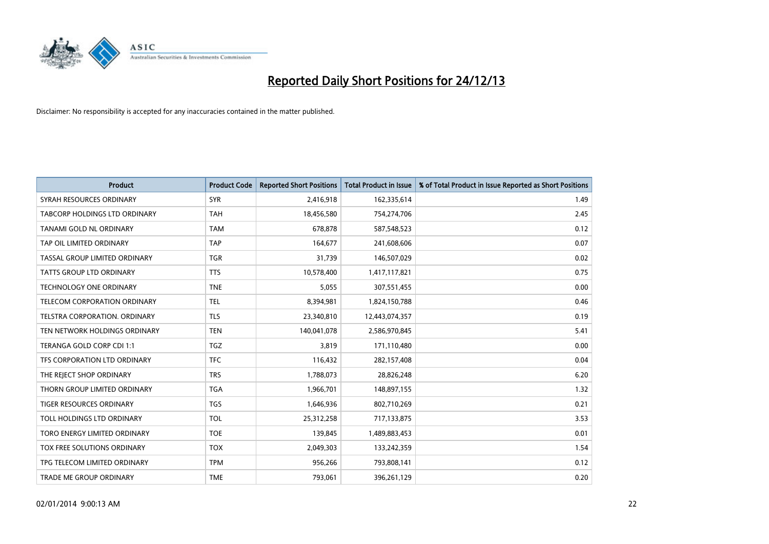# Reported Daily Short Positions for 24/12/13

Disclaimer: No responsibility is accepted for any inaccuracies contained in the matter published.

| Product | Product Code | Reported Short Positions | Total Product in Issue | % of Total Product in Issue Reported as Short Positions |
| --- | --- | --- | --- | --- |
| SYRAH RESOURCES ORDINARY | SYR | 2,416,918 | 162,335,614 | 1.49 |
| TABCORP HOLDINGS LTD ORDINARY | TAH | 18,456,580 | 754,274,706 | 2.45 |
| TANAMI GOLD NL ORDINARY | TAM | 678,878 | 587,548,523 | 0.12 |
| TAP OIL LIMITED ORDINARY | TAP | 164,677 | 241,608,606 | 0.07 |
| TASSAL GROUP LIMITED ORDINARY | TGR | 31,739 | 146,507,029 | 0.02 |
| TATTS GROUP LTD ORDINARY | TTS | 10,578,400 | 1,417,117,821 | 0.75 |
| TECHNOLOGY ONE ORDINARY | TNE | 5,055 | 307,551,455 | 0.00 |
| TELECOM CORPORATION ORDINARY | TEL | 8,394,981 | 1,824,150,788 | 0.46 |
| TELSTRA CORPORATION. ORDINARY | TLS | 23,340,810 | 12,443,074,357 | 0.19 |
| TEN NETWORK HOLDINGS ORDINARY | TEN | 140,041,078 | 2,586,970,845 | 5.41 |
| TERANGA GOLD CORP CDI 1:1 | TGZ | 3,819 | 171,110,480 | 0.00 |
| TFS CORPORATION LTD ORDINARY | TFC | 116,432 | 282,157,408 | 0.04 |
| THE REJECT SHOP ORDINARY | TRS | 1,788,073 | 28,826,248 | 6.20 |
| THORN GROUP LIMITED ORDINARY | TGA | 1,966,701 | 148,897,155 | 1.32 |
| TIGER RESOURCES ORDINARY | TGS | 1,646,936 | 802,710,269 | 0.21 |
| TOLL HOLDINGS LTD ORDINARY | TOL | 25,312,258 | 717,133,875 | 3.53 |
| TORO ENERGY LIMITED ORDINARY | TOE | 139,845 | 1,489,883,453 | 0.01 |
| TOX FREE SOLUTIONS ORDINARY | TOX | 2,049,303 | 133,242,359 | 1.54 |
| TPG TELECOM LIMITED ORDINARY | TPM | 956,266 | 793,808,141 | 0.12 |
| TRADE ME GROUP ORDINARY | TME | 793,061 | 396,261,129 | 0.20 |

02/01/2014 9:00:13 AM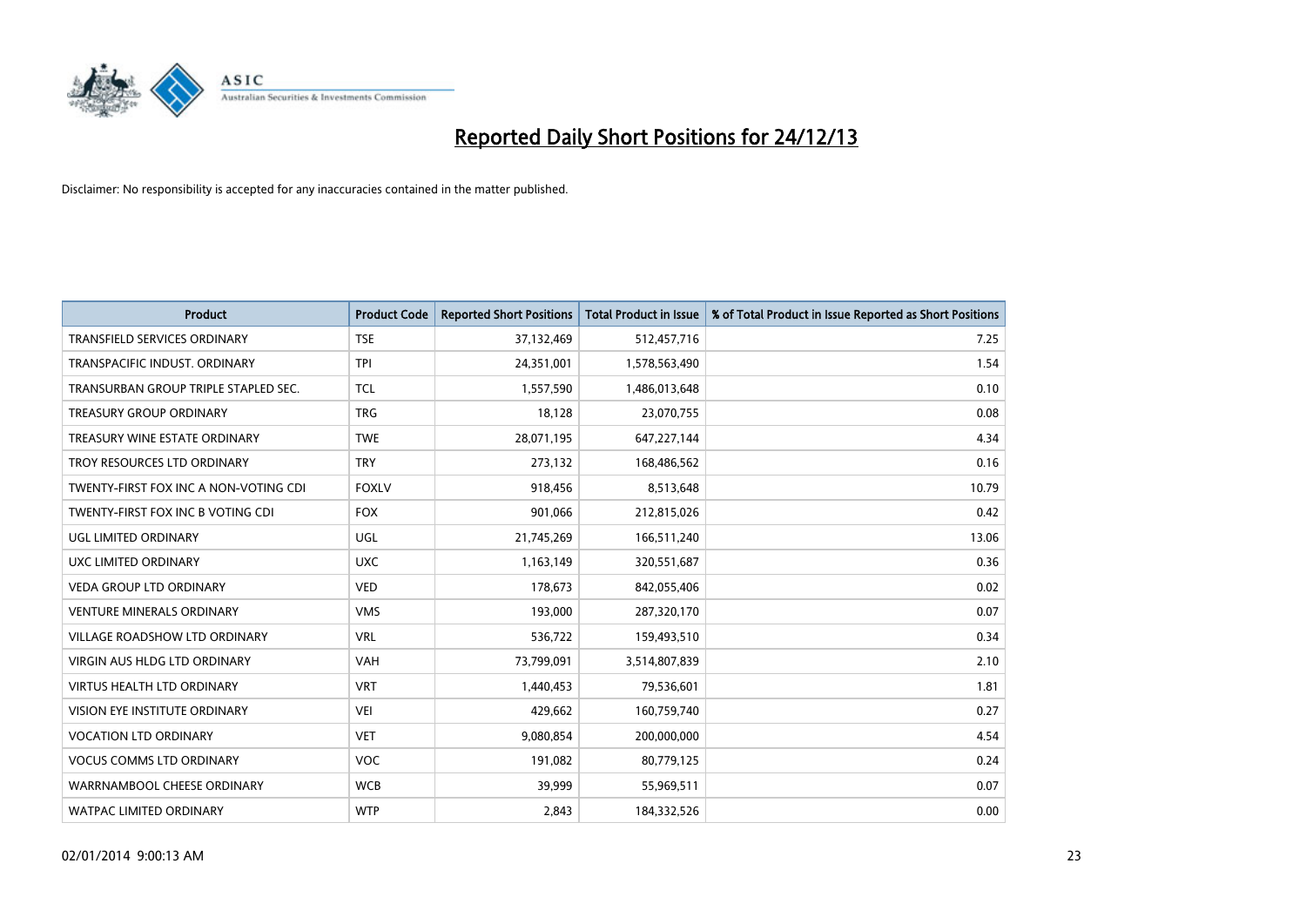# Reported Daily Short Positions for 24/12/13

Disclaimer: No responsibility is accepted for any inaccuracies contained in the matter published.

| Product | Product Code | Reported Short Positions | Total Product in Issue | % of Total Product in Issue Reported as Short Positions |
|---|---|---|---|---|
| TRANSFIELD SERVICES ORDINARY | TSE | 37,132,469 | 512,457,716 | 7.25 |
| TRANSPACIFIC INDUST. ORDINARY | TPI | 24,351,001 | 1,578,563,490 | 1.54 |
| TRANSURBAN GROUP TRIPLE STAPLED SEC. | TCL | 1,557,590 | 1,486,013,648 | 0.10 |
| TREASURY GROUP ORDINARY | TRG | 18,128 | 23,070,755 | 0.08 |
| TREASURY WINE ESTATE ORDINARY | TWE | 28,071,195 | 647,227,144 | 4.34 |
| TROY RESOURCES LTD ORDINARY | TRY | 273,132 | 168,486,562 | 0.16 |
| TWENTY-FIRST FOX INC A NON-VOTING CDI | FOXLV | 918,456 | 8,513,648 | 10.79 |
| TWENTY-FIRST FOX INC B VOTING CDI | FOX | 901,066 | 212,815,026 | 0.42 |
| UGL LIMITED ORDINARY | UGL | 21,745,269 | 166,511,240 | 13.06 |
| UXC LIMITED ORDINARY | UXC | 1,163,149 | 320,551,687 | 0.36 |
| VEDA GROUP LTD ORDINARY | VED | 178,673 | 842,055,406 | 0.02 |
| VENTURE MINERALS ORDINARY | VMS | 193,000 | 287,320,170 | 0.07 |
| VILLAGE ROADSHOW LTD ORDINARY | VRL | 536,722 | 159,493,510 | 0.34 |
| VIRGIN AUS HLDG LTD ORDINARY | VAH | 73,799,091 | 3,514,807,839 | 2.10 |
| VIRTUS HEALTH LTD ORDINARY | VRT | 1,440,453 | 79,536,601 | 1.81 |
| VISION EYE INSTITUTE ORDINARY | VEI | 429,662 | 160,759,740 | 0.27 |
| VOCATION LTD ORDINARY | VET | 9,080,854 | 200,000,000 | 4.54 |
| VOCUS COMMS LTD ORDINARY | VOC | 191,082 | 80,779,125 | 0.24 |
| WARRNAMBOOL CHEESE ORDINARY | WCB | 39,999 | 55,969,511 | 0.07 |
| WATPAC LIMITED ORDINARY | WTP | 2,843 | 184,332,526 | 0.00 |

02/01/2014 9:00:13 AM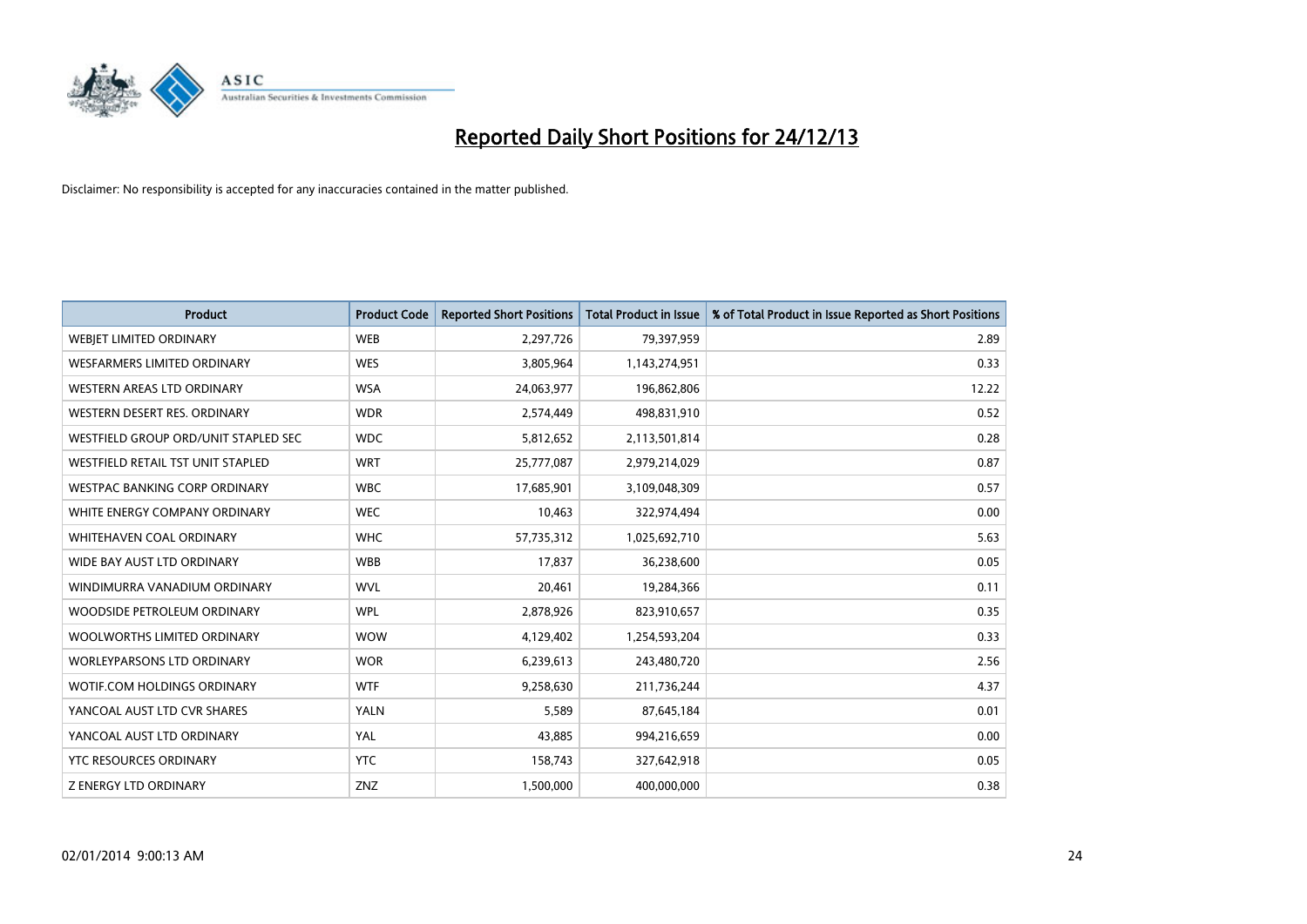# Reported Daily Short Positions for 24/12/13

Disclaimer: No responsibility is accepted for any inaccuracies contained in the matter published.

| Product | Product Code | Reported Short Positions | Total Product in Issue | % of Total Product in Issue Reported as Short Positions |
|---|---|---|---|---|
| WEBJET LIMITED ORDINARY | WEB | 2,297,726 | 79,397,959 | 2.89 |
| WESFARMERS LIMITED ORDINARY | WES | 3,805,964 | 1,143,274,951 | 0.33 |
| WESTERN AREAS LTD ORDINARY | WSA | 24,063,977 | 196,862,806 | 12.22 |
| WESTERN DESERT RES. ORDINARY | WDR | 2,574,449 | 498,831,910 | 0.52 |
| WESTFIELD GROUP ORD/UNIT STAPLED SEC | WDC | 5,812,652 | 2,113,501,814 | 0.28 |
| WESTFIELD RETAIL TST UNIT STAPLED | WRT | 25,777,087 | 2,979,214,029 | 0.87 |
| WESTPAC BANKING CORP ORDINARY | WBC | 17,685,901 | 3,109,048,309 | 0.57 |
| WHITE ENERGY COMPANY ORDINARY | WEC | 10,463 | 322,974,494 | 0.00 |
| WHITEHAVEN COAL ORDINARY | WHC | 57,735,312 | 1,025,692,710 | 5.63 |
| WIDE BAY AUST LTD ORDINARY | WBB | 17,837 | 36,238,600 | 0.05 |
| WINDIMURRA VANADIUM ORDINARY | WVL | 20,461 | 19,284,366 | 0.11 |
| WOODSIDE PETROLEUM ORDINARY | WPL | 2,878,926 | 823,910,657 | 0.35 |
| WOOLWORTHS LIMITED ORDINARY | WOW | 4,129,402 | 1,254,593,204 | 0.33 |
| WORLEYPARSONS LTD ORDINARY | WOR | 6,239,613 | 243,480,720 | 2.56 |
| WOTIF.COM HOLDINGS ORDINARY | WTF | 9,258,630 | 211,736,244 | 4.37 |
| YANCOAL AUST LTD CVR SHARES | YALN | 5,589 | 87,645,184 | 0.01 |
| YANCOAL AUST LTD ORDINARY | YAL | 43,885 | 994,216,659 | 0.00 |
| YTC RESOURCES ORDINARY | YTC | 158,743 | 327,642,918 | 0.05 |
| Z ENERGY LTD ORDINARY | ZNZ | 1,500,000 | 400,000,000 | 0.38 |